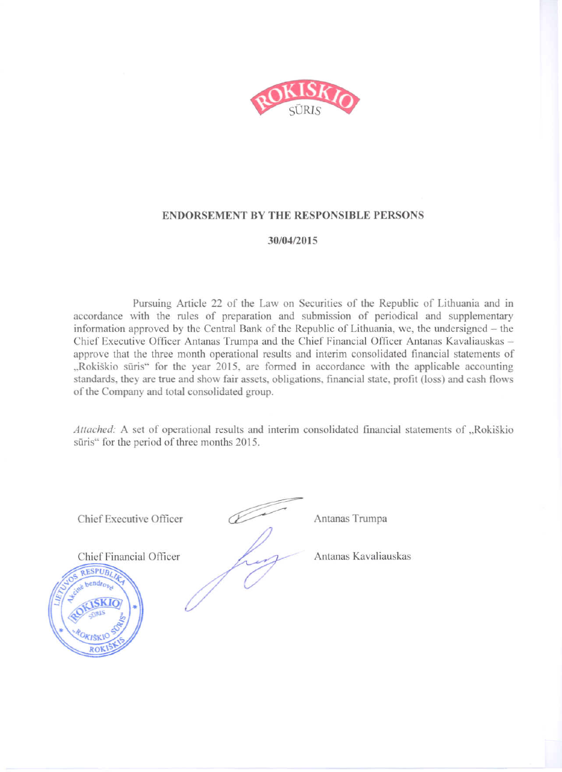## ENDORSEMENT BY THE RESPONSIBLE PERSONS

**30/04/2015**

Pursuing Article 22 of the Law on Securities of the Republic of Lithuania and in accordance with the rules of preparation and submission of periodical and supplementary information approved by the Central Bank of the Republic of Lithuania, we, the undersigned – the Chief Executive Officer Antanas Trumpa and the Chief Financial Officer Antanas Kavaliauskas – approve that the three month operational results and interim consolidated financial statements of „Rokiškio sūris" for the year 2015, are formed in accordance with the applicable accounting standards, they are true and show fair assets, obligations, financial state, profit (loss) and cash flows of the Company and total consolidated group.

*Attached:* A set of operational results and interim consolidated financial statements of „Rokiškio sūris" for the period of three months 2015.

Chief Executive Officer Antanas Trumpa

Chief Financial Officer Antanas Kavaliauskas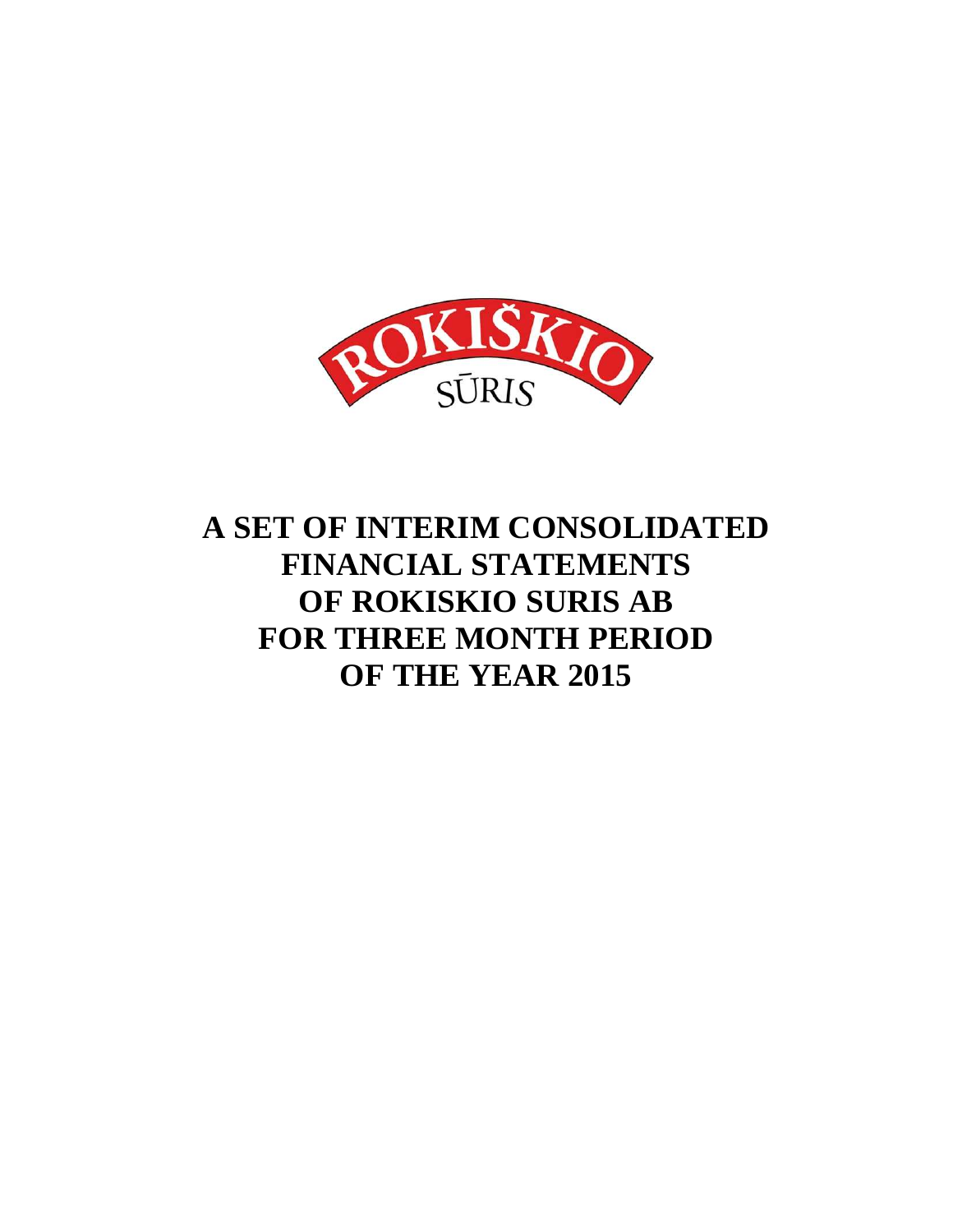ROKIŠKIO SŪRIS

# A SET OF INTERIM CONSOLIDATED FINANCIAL STATEMENTS OF ROKISKIO SURIS AB FOR THREE MONTH PERIOD OF THE YEAR 2015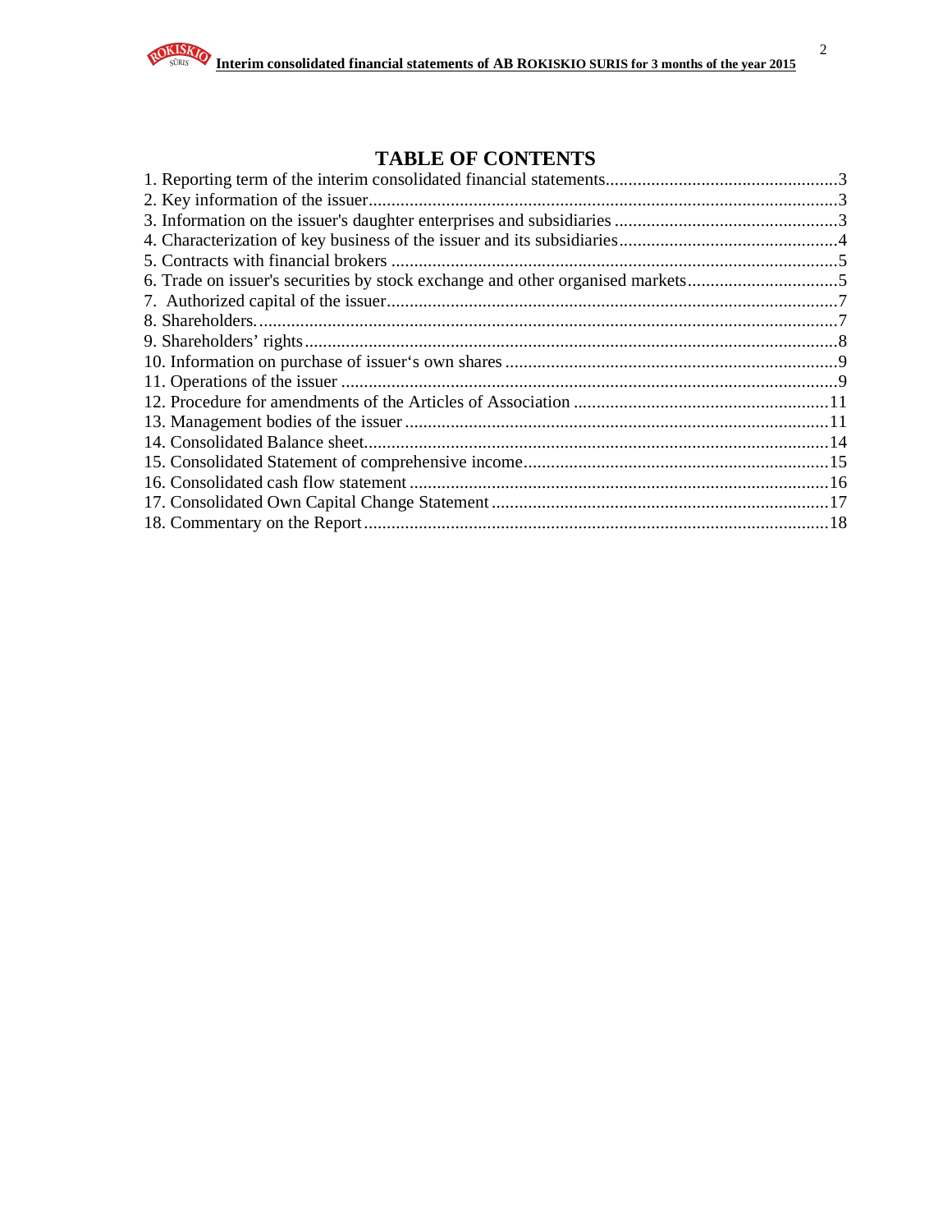# TABLE OF CONTENTS

1. Reporting term of the interim consolidated financial statements....................................................3
2. Key information of the issuer........................................................................................................3
3. Information on the issuer's daughter enterprises and subsidiaries ..................................................3
4. Characterization of key business of the issuer and its subsidiaries.................................................4
5. Contracts with financial brokers ...................................................................................................5
6. Trade on issuer's securities by stock exchange and other organised markets..................................5
7. Authorized capital of the issuer.....................................................................................................7
8. Shareholders.................................................................................................................................7
9. Shareholders' rights......................................................................................................................8
10. Information on purchase of issuer's own shares ..........................................................................9
11. Operations of the issuer ..............................................................................................................9
12. Procedure for amendments of the Articles of Association .........................................................11
13. Management bodies of the issuer ..............................................................................................11
14. Consolidated Balance sheet.......................................................................................................14
15. Consolidated Statement of comprehensive income....................................................................15
16. Consolidated cash flow statement .............................................................................................16
17. Consolidated Own Capital Change Statement ...........................................................................17
18. Commentary on the Report .......................................................................................................18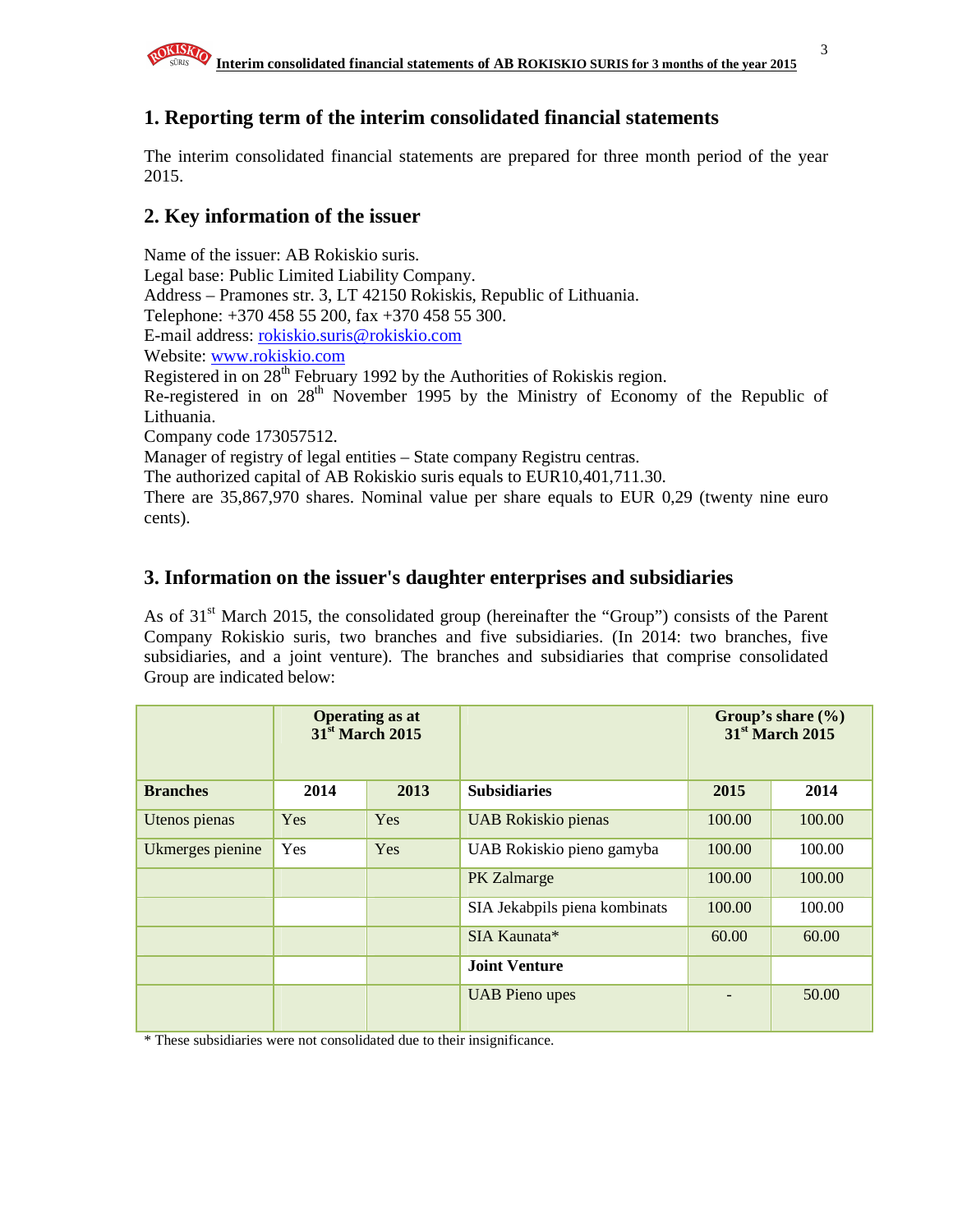## 1. Reporting term of the interim consolidated financial statements

The interim consolidated financial statements are prepared for three month period of the year 2015.

## 2. Key information of the issuer

Name of the issuer: AB Rokiskio suris.
Legal base: Public Limited Liability Company.
Address – Pramones str. 3, LT 42150 Rokiskis, Republic of Lithuania.
Telephone: +370 458 55 200, fax +370 458 55 300.
E-mail address: rokiskio.suris@rokiskio.com
Website: www.rokiskio.com
Registered in on 28th February 1992 by the Authorities of Rokiskis region.
Re-registered in on 28th November 1995 by the Ministry of Economy of the Republic of Lithuania.
Company code 173057512.
Manager of registry of legal entities – State company Registru centras.
The authorized capital of AB Rokiskio suris equals to EUR10,401,711.30.
There are 35,867,970 shares. Nominal value per share equals to EUR 0,29 (twenty nine euro cents).

## 3. Information on the issuer's daughter enterprises and subsidiaries

As of 31st March 2015, the consolidated group (hereinafter the "Group") consists of the Parent Company Rokiskio suris, two branches and five subsidiaries. (In 2014: two branches, five subsidiaries, and a joint venture). The branches and subsidiaries that comprise consolidated Group are indicated below:

| | Operating as at 31st March 2015 | | | Group's share (%) 31st March 2015 | |
|---|---|---|---|---|---|
| **Branches** | **2014** | **2013** | **Subsidiaries** | **2015** | **2014** |
| Utenos pienas | Yes | Yes | UAB Rokiskio pienas | 100.00 | 100.00 |
| Ukmerges pienine | Yes | Yes | UAB Rokiskio pieno gamyba | 100.00 | 100.00 |
| | | | PK Zalmarge | 100.00 | 100.00 |
| | | | SIA Jekabpils piena kombinats | 100.00 | 100.00 |
| | | | SIA Kaunata* | 60.00 | 60.00 |
| | | | **Joint Venture** | | |
| | | | UAB Pieno upes | - | 50.00 |

\* These subsidiaries were not consolidated due to their insignificance.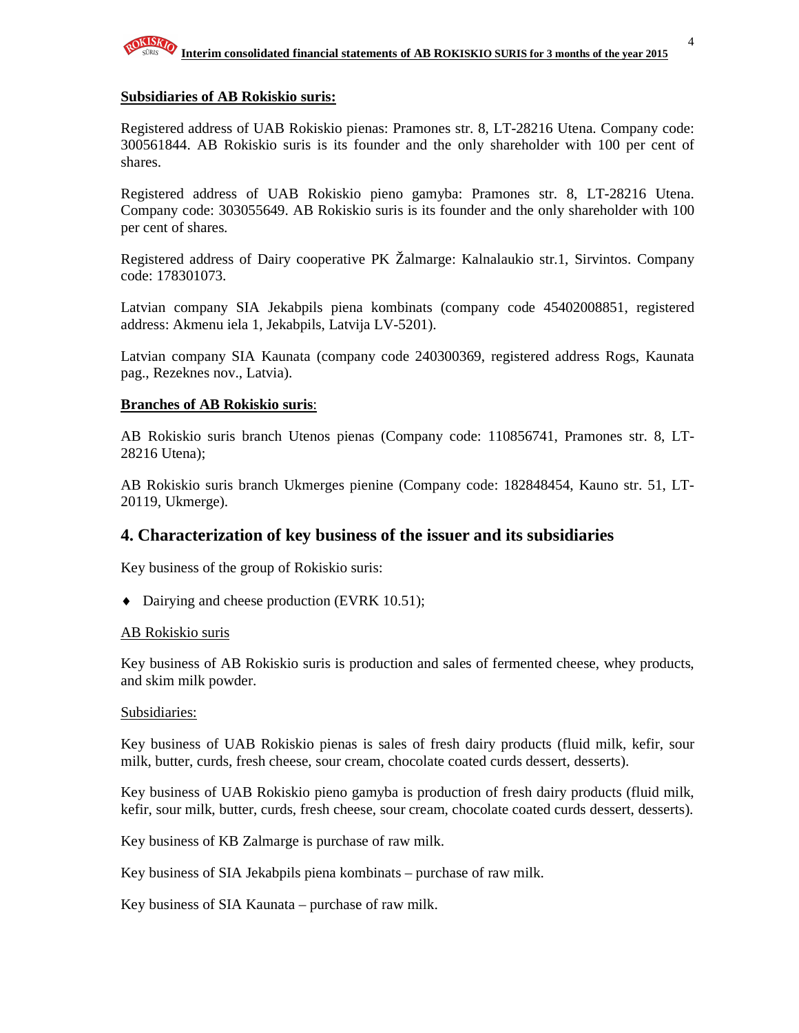**Subsidiaries of AB Rokiskio suris:**

Registered address of UAB Rokiskio pienas: Pramones str. 8, LT-28216 Utena. Company code: 300561844. AB Rokiskio suris is its founder and the only shareholder with 100 per cent of shares.

Registered address of UAB Rokiskio pieno gamyba: Pramones str. 8, LT-28216 Utena. Company code: 303055649. AB Rokiskio suris is its founder and the only shareholder with 100 per cent of shares.

Registered address of Dairy cooperative PK Žalmarge: Kalnalaukio str.1, Sirvintos. Company code: 178301073.

Latvian company SIA Jekabpils piena kombinats (company code 45402008851, registered address: Akmenu iela 1, Jekabpils, Latvija LV-5201).

Latvian company SIA Kaunata (company code 240300369, registered address Rogs, Kaunata pag., Rezeknes nov., Latvia).

**Branches of AB Rokiskio suris**:

AB Rokiskio suris branch Utenos pienas (Company code: 110856741, Pramones str. 8, LT-28216 Utena);

AB Rokiskio suris branch Ukmerges pienine (Company code: 182848454, Kauno str. 51, LT-20119, Ukmerge).

## 4. Characterization of key business of the issuer and its subsidiaries

Key business of the group of Rokiskio suris:

- Dairying and cheese production (EVRK 10.51);

AB Rokiskio suris

Key business of AB Rokiskio suris is production and sales of fermented cheese, whey products, and skim milk powder.

Subsidiaries:

Key business of UAB Rokiskio pienas is sales of fresh dairy products (fluid milk, kefir, sour milk, butter, curds, fresh cheese, sour cream, chocolate coated curds dessert, desserts).

Key business of UAB Rokiskio pieno gamyba is production of fresh dairy products (fluid milk, kefir, sour milk, butter, curds, fresh cheese, sour cream, chocolate coated curds dessert, desserts).

Key business of KB Zalmarge is purchase of raw milk.

Key business of SIA Jekabpils piena kombinats – purchase of raw milk.

Key business of SIA Kaunata – purchase of raw milk.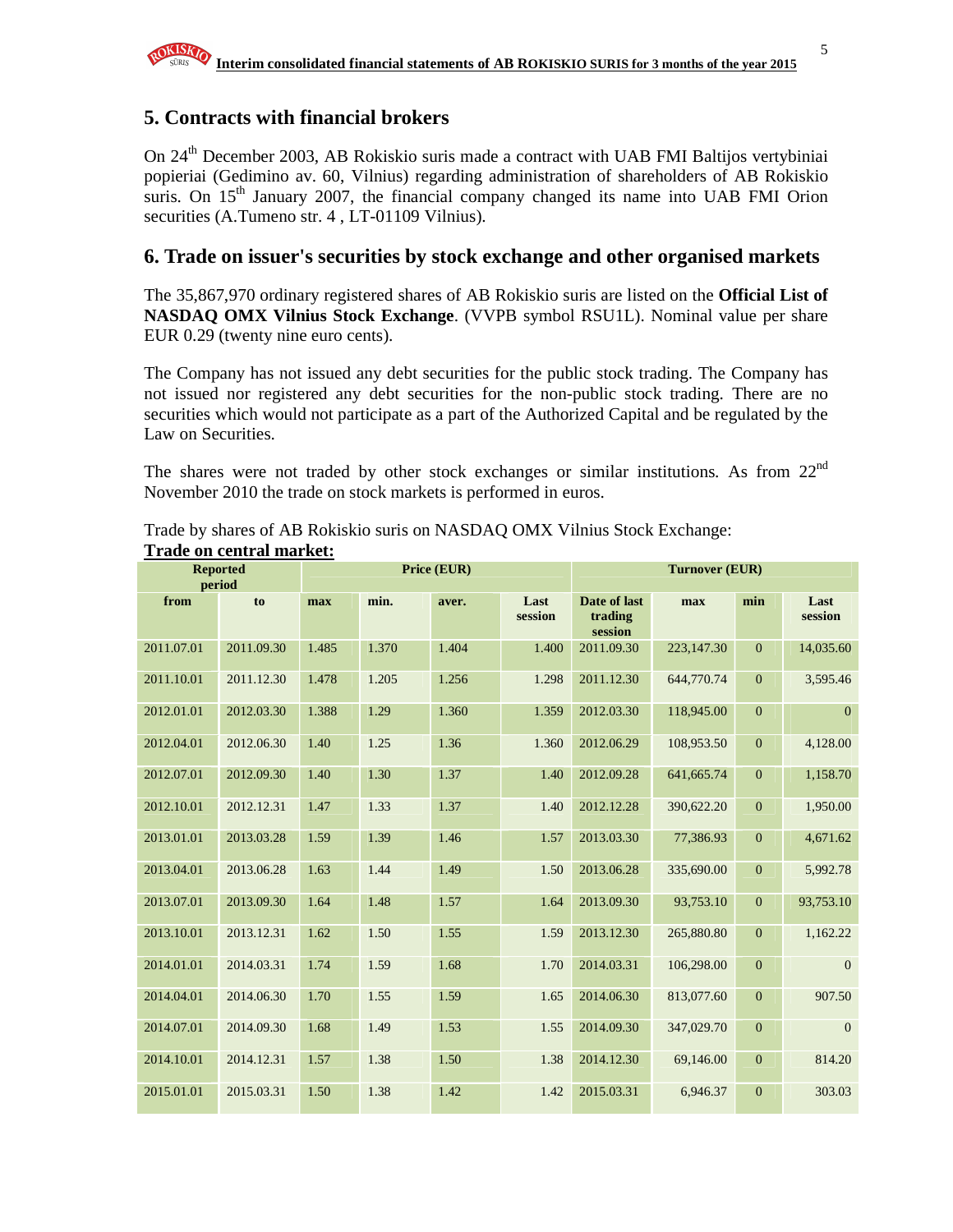## 5. Contracts with financial brokers

On 24th December 2003, AB Rokiskio suris made a contract with UAB FMI Baltijos vertybiniai popieriai (Gedimino av. 60, Vilnius) regarding administration of shareholders of AB Rokiskio suris. On 15th January 2007, the financial company changed its name into UAB FMI Orion securities (A.Tumeno str. 4 , LT-01109 Vilnius).

## 6. Trade on issuer's securities by stock exchange and other organised markets

The 35,867,970 ordinary registered shares of AB Rokiskio suris are listed on the **Official List of NASDAQ OMX Vilnius Stock Exchange**. (VVPB symbol RSU1L). Nominal value per share EUR 0.29 (twenty nine euro cents).

The Company has not issued any debt securities for the public stock trading. The Company has not issued nor registered any debt securities for the non-public stock trading. There are no securities which would not participate as a part of the Authorized Capital and be regulated by the Law on Securities.

The shares were not traded by other stock exchanges or similar institutions. As from 22nd November 2010 the trade on stock markets is performed in euros.

Trade by shares of AB Rokiskio suris on NASDAQ OMX Vilnius Stock Exchange:

**Trade on central market:**

| Reported period | | Price (EUR) | | | | Turnover (EUR) | | | |
|---|---|---|---|---|---|---|---|---|---|
| from | to | max | min. | aver. | Last session | Date of last trading session | max | min | Last session |
| 2011.07.01 | 2011.09.30 | 1.485 | 1.370 | 1.404 | 1.400 | 2011.09.30 | 223,147.30 | 0 | 14,035.60 |
| 2011.10.01 | 2011.12.30 | 1.478 | 1.205 | 1.256 | 1.298 | 2011.12.30 | 644,770.74 | 0 | 3,595.46 |
| 2012.01.01 | 2012.03.30 | 1.388 | 1.29 | 1.360 | 1.359 | 2012.03.30 | 118,945.00 | 0 | 0 |
| 2012.04.01 | 2012.06.30 | 1.40 | 1.25 | 1.36 | 1.360 | 2012.06.29 | 108,953.50 | 0 | 4,128.00 |
| 2012.07.01 | 2012.09.30 | 1.40 | 1.30 | 1.37 | 1.40 | 2012.09.28 | 641,665.74 | 0 | 1,158.70 |
| 2012.10.01 | 2012.12.31 | 1.47 | 1.33 | 1.37 | 1.40 | 2012.12.28 | 390,622.20 | 0 | 1,950.00 |
| 2013.01.01 | 2013.03.28 | 1.59 | 1.39 | 1.46 | 1.57 | 2013.03.30 | 77,386.93 | 0 | 4,671.62 |
| 2013.04.01 | 2013.06.28 | 1.63 | 1.44 | 1.49 | 1.50 | 2013.06.28 | 335,690.00 | 0 | 5,992.78 |
| 2013.07.01 | 2013.09.30 | 1.64 | 1.48 | 1.57 | 1.64 | 2013.09.30 | 93,753.10 | 0 | 93,753.10 |
| 2013.10.01 | 2013.12.31 | 1.62 | 1.50 | 1.55 | 1.59 | 2013.12.30 | 265,880.80 | 0 | 1,162.22 |
| 2014.01.01 | 2014.03.31 | 1.74 | 1.59 | 1.68 | 1.70 | 2014.03.31 | 106,298.00 | 0 | 0 |
| 2014.04.01 | 2014.06.30 | 1.70 | 1.55 | 1.59 | 1.65 | 2014.06.30 | 813,077.60 | 0 | 907.50 |
| 2014.07.01 | 2014.09.30 | 1.68 | 1.49 | 1.53 | 1.55 | 2014.09.30 | 347,029.70 | 0 | 0 |
| 2014.10.01 | 2014.12.31 | 1.57 | 1.38 | 1.50 | 1.38 | 2014.12.30 | 69,146.00 | 0 | 814.20 |
| 2015.01.01 | 2015.03.31 | 1.50 | 1.38 | 1.42 | 1.42 | 2015.03.31 | 6,946.37 | 0 | 303.03 |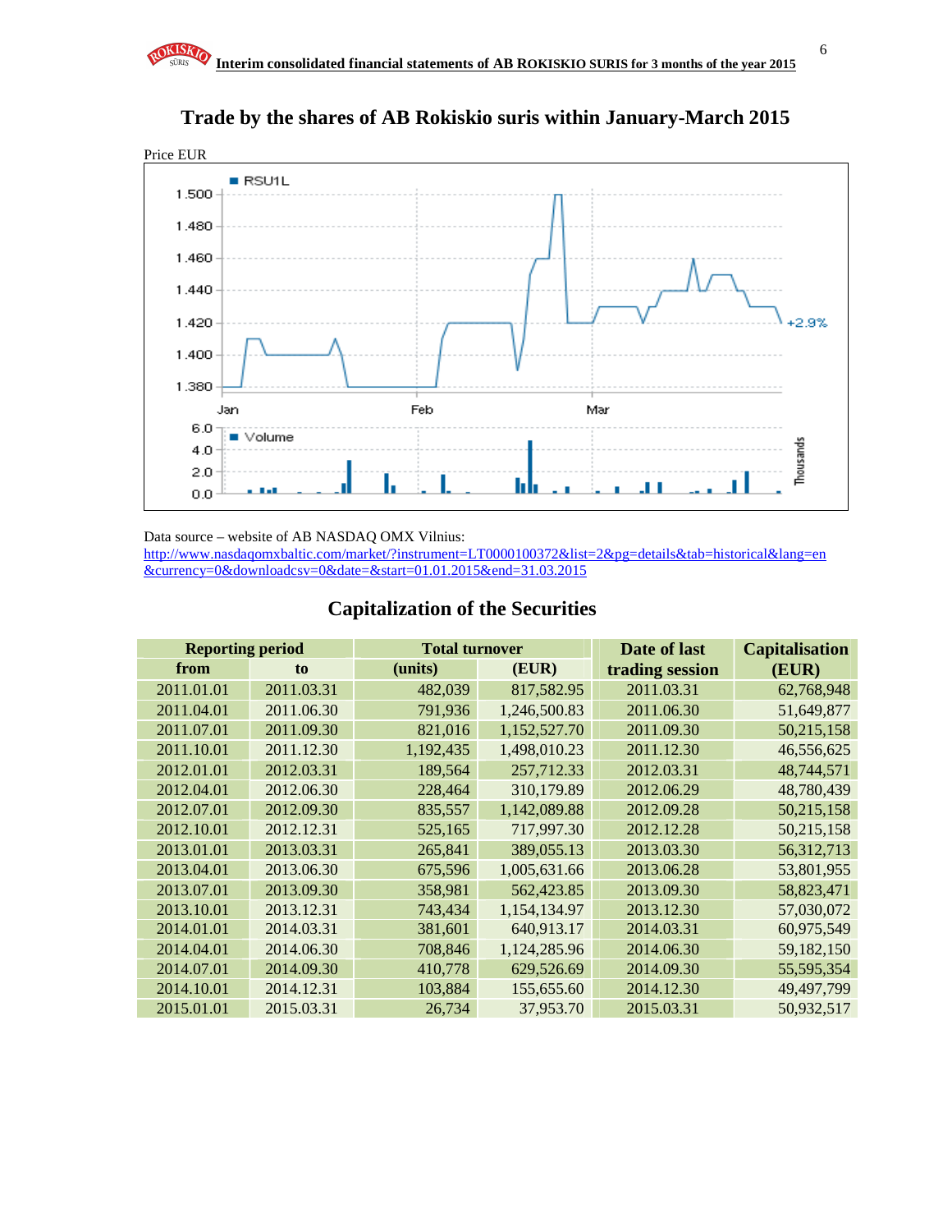## Trade by the shares of AB Rokiskio suris within January-March 2015

Price EUR

Data source – website of AB NASDAQ OMX Vilnius:
http://www.nasdaqomxbaltic.com/market/?instrument=LT0000100372&list=2&pg=details&tab=historical&lang=en&currency=0&downloadcsv=0&date=&start=01.01.2015&end=31.03.2015

## Capitalization of the Securities

| Reporting period | | Total turnover | | Date of last | Capitalisation |
|---|---|---|---|---|---|
| from | to | (units) | (EUR) | trading session | (EUR) |
| 2011.01.01 | 2011.03.31 | 482,039 | 817,582.95 | 2011.03.31 | 62,768,948 |
| 2011.04.01 | 2011.06.30 | 791,936 | 1,246,500.83 | 2011.06.30 | 51,649,877 |
| 2011.07.01 | 2011.09.30 | 821,016 | 1,152,527.70 | 2011.09.30 | 50,215,158 |
| 2011.10.01 | 2011.12.30 | 1,192,435 | 1,498,010.23 | 2011.12.30 | 46,556,625 |
| 2012.01.01 | 2012.03.31 | 189,564 | 257,712.33 | 2012.03.31 | 48,744,571 |
| 2012.04.01 | 2012.06.30 | 228,464 | 310,179.89 | 2012.06.29 | 48,780,439 |
| 2012.07.01 | 2012.09.30 | 835,557 | 1,142,089.88 | 2012.09.28 | 50,215,158 |
| 2012.10.01 | 2012.12.31 | 525,165 | 717,997.30 | 2012.12.28 | 50,215,158 |
| 2013.01.01 | 2013.03.31 | 265,841 | 389,055.13 | 2013.03.30 | 56,312,713 |
| 2013.04.01 | 2013.06.30 | 675,596 | 1,005,631.66 | 2013.06.28 | 53,801,955 |
| 2013.07.01 | 2013.09.30 | 358,981 | 562,423.85 | 2013.09.30 | 58,823,471 |
| 2013.10.01 | 2013.12.31 | 743,434 | 1,154,134.97 | 2013.12.30 | 57,030,072 |
| 2014.01.01 | 2014.03.31 | 381,601 | 640,913.17 | 2014.03.31 | 60,975,549 |
| 2014.04.01 | 2014.06.30 | 708,846 | 1,124,285.96 | 2014.06.30 | 59,182,150 |
| 2014.07.01 | 2014.09.30 | 410,778 | 629,526.69 | 2014.09.30 | 55,595,354 |
| 2014.10.01 | 2014.12.31 | 103,884 | 155,655.60 | 2014.12.30 | 49,497,799 |
| 2015.01.01 | 2015.03.31 | 26,734 | 37,953.70 | 2015.03.31 | 50,932,517 |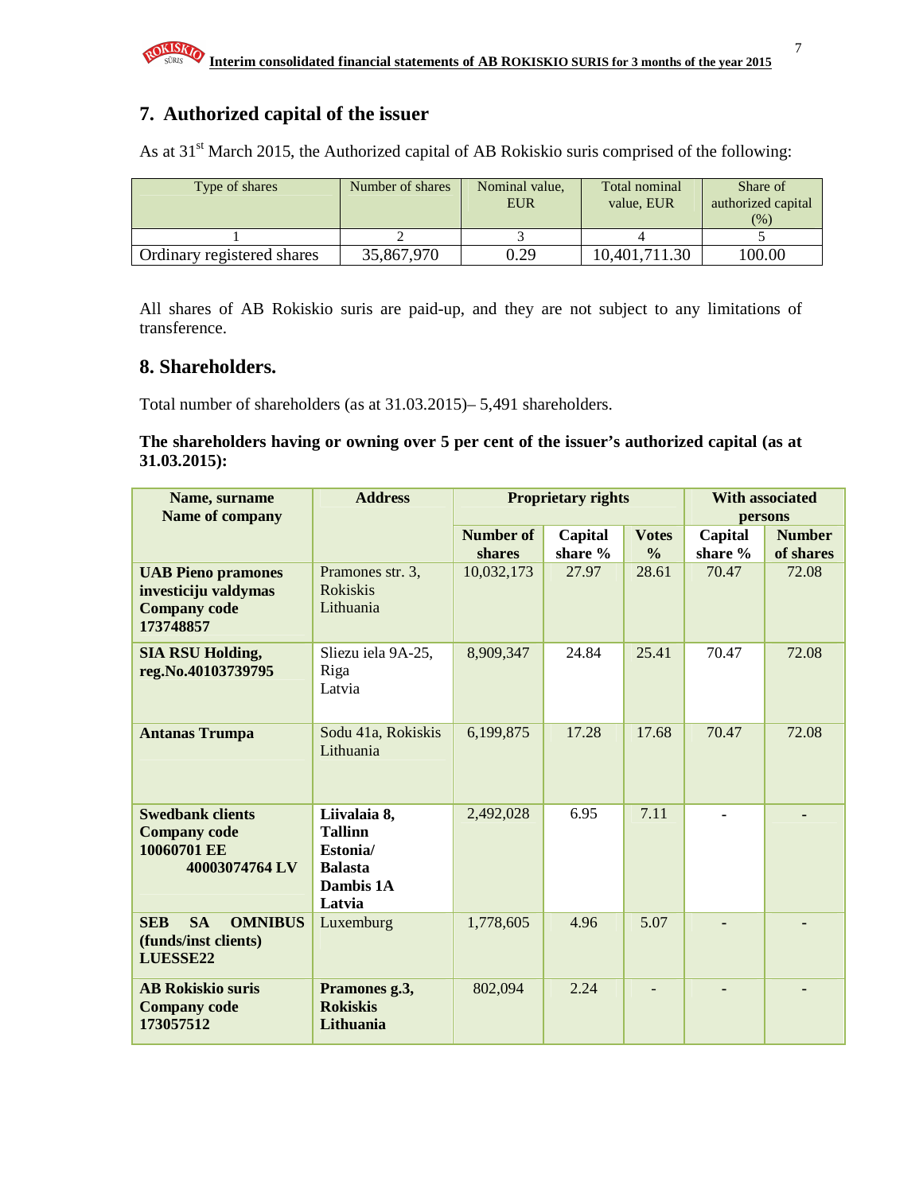## 7. Authorized capital of the issuer

As at 31st March 2015, the Authorized capital of AB Rokiskio suris comprised of the following:

| Type of shares | Number of shares | Nominal value, EUR | Total nominal value, EUR | Share of authorized capital (%) |
|---|---|---|---|---|
| 1 | 2 | 3 | 4 | 5 |
| Ordinary registered shares | 35,867,970 | 0.29 | 10,401,711.30 | 100.00 |

All shares of AB Rokiskio suris are paid-up, and they are not subject to any limitations of transference.

## 8. Shareholders.

Total number of shareholders (as at 31.03.2015)– 5,491 shareholders.

**The shareholders having or owning over 5 per cent of the issuer's authorized capital (as at 31.03.2015):**

| Name, surname Name of company | Address | Proprietary rights | | | With associated persons | |
|---|---|---|---|---|---|---|
| | | Number of shares | Capital share % | Votes % | Capital share % | Number of shares |
| **UAB Pieno pramones investiciju valdymas Company code 173748857** | Pramones str. 3, Rokiskis Lithuania | 10,032,173 | 27.97 | 28.61 | 70.47 | 72.08 |
| **SIA RSU Holding, reg.No.40103739795** | Sliezu iela 9A-25, Riga Latvia | 8,909,347 | 24.84 | 25.41 | 70.47 | 72.08 |
| **Antanas Trumpa** | Sodu 41a, Rokiskis Lithuania | 6,199,875 | 17.28 | 17.68 | 70.47 | 72.08 |
| **Swedbank clients Company code 10060701 EE 40003074764 LV** | **Liivalaia 8, Tallinn Estonia/ Balasta Dambis 1A Latvia** | 2,492,028 | 6.95 | 7.11 | - | - |
| **SEB SA OMNIBUS (funds/inst clients) LUESSE22** | Luxemburg | 1,778,605 | 4.96 | 5.07 | - | - |
| **AB Rokiskio suris Company code 173057512** | **Pramones g.3, Rokiskis Lithuania** | 802,094 | 2.24 | - | - | - |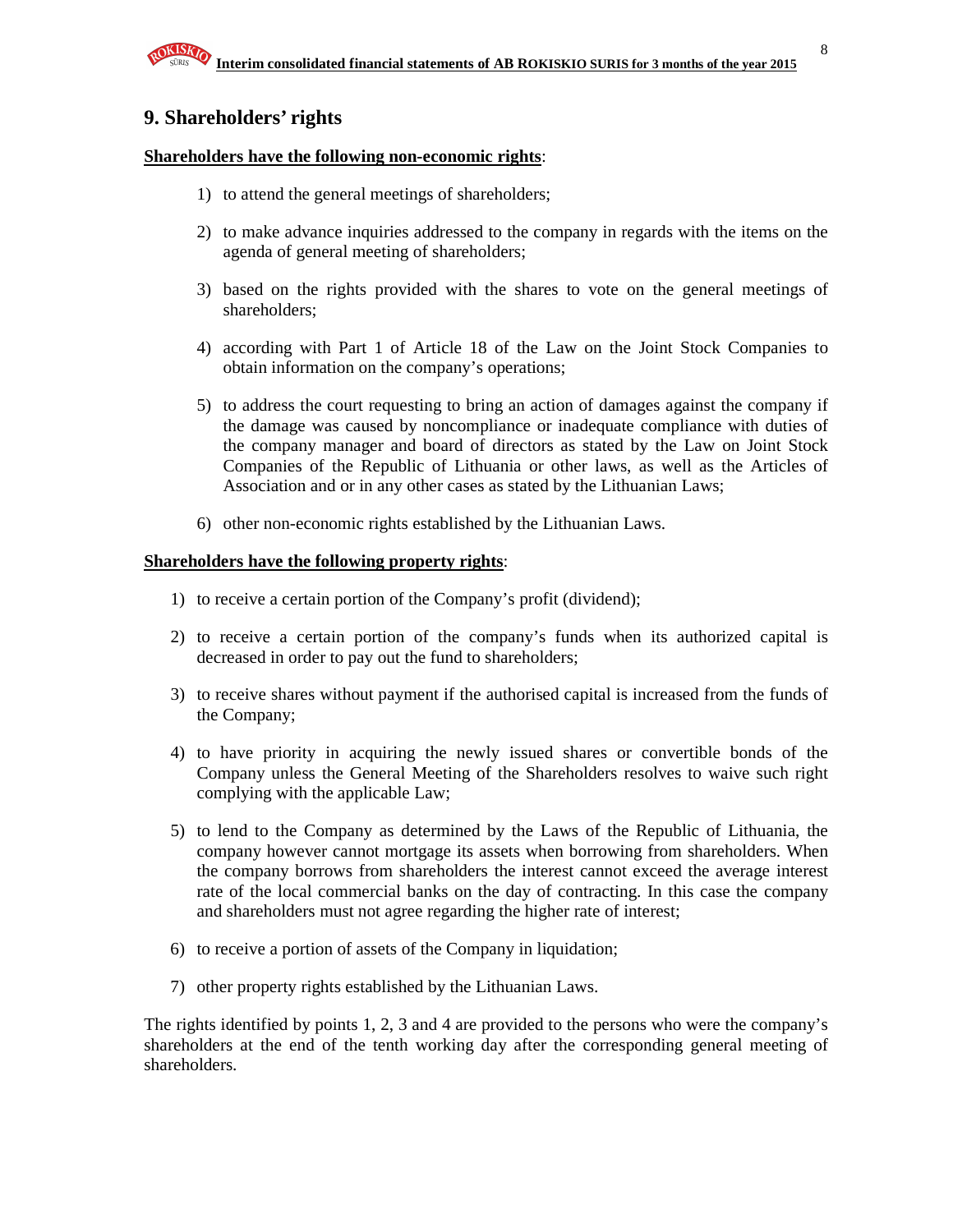## 9. Shareholders' rights

**Shareholders have the following non-economic rights**:

1) to attend the general meetings of shareholders;

2) to make advance inquiries addressed to the company in regards with the items on the agenda of general meeting of shareholders;

3) based on the rights provided with the shares to vote on the general meetings of shareholders;

4) according with Part 1 of Article 18 of the Law on the Joint Stock Companies to obtain information on the company's operations;

5) to address the court requesting to bring an action of damages against the company if the damage was caused by noncompliance or inadequate compliance with duties of the company manager and board of directors as stated by the Law on Joint Stock Companies of the Republic of Lithuania or other laws, as well as the Articles of Association and or in any other cases as stated by the Lithuanian Laws;

6) other non-economic rights established by the Lithuanian Laws.

**Shareholders have the following property rights**:

1) to receive a certain portion of the Company's profit (dividend);

2) to receive a certain portion of the company's funds when its authorized capital is decreased in order to pay out the fund to shareholders;

3) to receive shares without payment if the authorised capital is increased from the funds of the Company;

4) to have priority in acquiring the newly issued shares or convertible bonds of the Company unless the General Meeting of the Shareholders resolves to waive such right complying with the applicable Law;

5) to lend to the Company as determined by the Laws of the Republic of Lithuania, the company however cannot mortgage its assets when borrowing from shareholders. When the company borrows from shareholders the interest cannot exceed the average interest rate of the local commercial banks on the day of contracting. In this case the company and shareholders must not agree regarding the higher rate of interest;

6) to receive a portion of assets of the Company in liquidation;

7) other property rights established by the Lithuanian Laws.

The rights identified by points 1, 2, 3 and 4 are provided to the persons who were the company's shareholders at the end of the tenth working day after the corresponding general meeting of shareholders.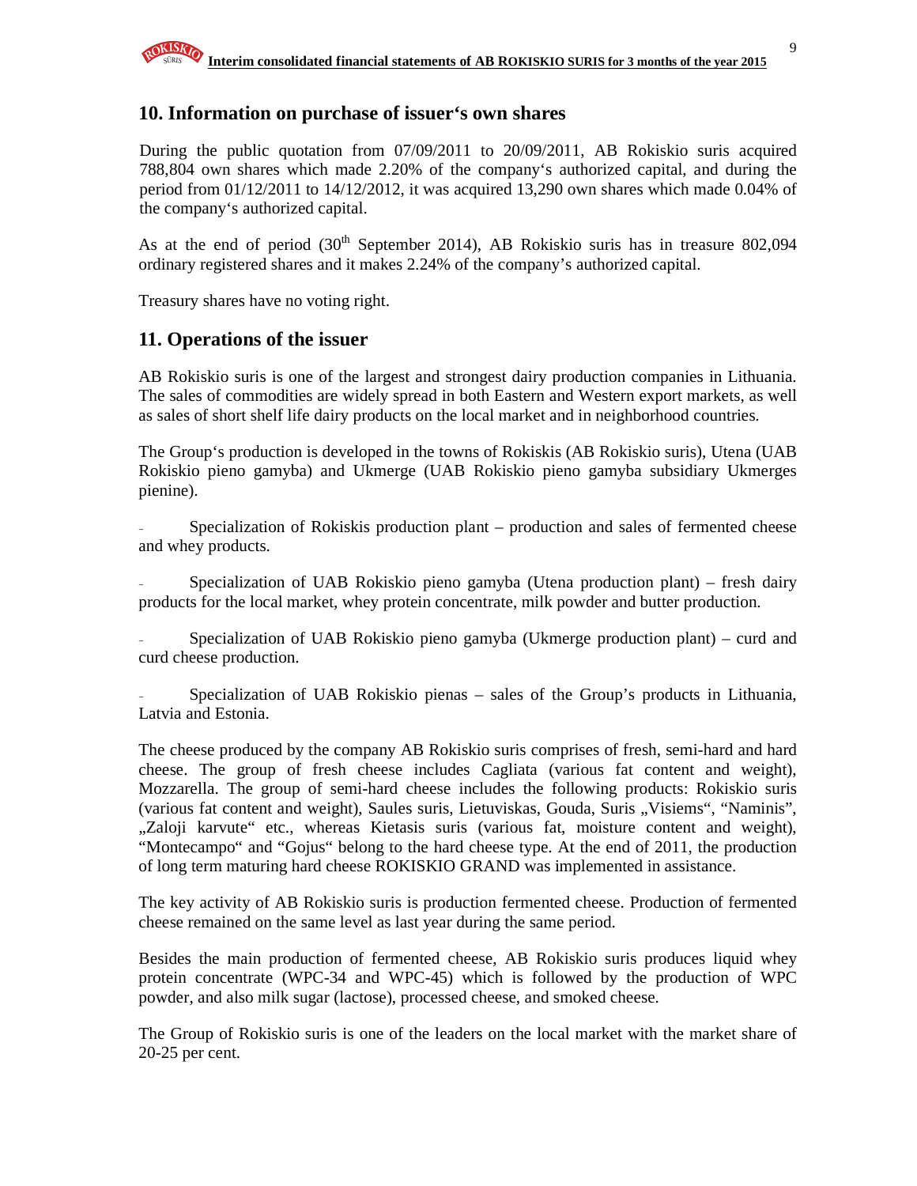## 10. Information on purchase of issuer‘s own shares

During the public quotation from 07/09/2011 to 20/09/2011, AB Rokiskio suris acquired 788,804 own shares which made 2.20% of the company‘s authorized capital, and during the period from 01/12/2011 to 14/12/2012, it was acquired 13,290 own shares which made 0.04% of the company‘s authorized capital.

As at the end of period (30th September 2014), AB Rokiskio suris has in treasure 802,094 ordinary registered shares and it makes 2.24% of the company's authorized capital.

Treasury shares have no voting right.

## 11. Operations of the issuer

AB Rokiskio suris is one of the largest and strongest dairy production companies in Lithuania. The sales of commodities are widely spread in both Eastern and Western export markets, as well as sales of short shelf life dairy products on the local market and in neighborhood countries.

The Group‘s production is developed in the towns of Rokiskis (AB Rokiskio suris), Utena (UAB Rokiskio pieno gamyba) and Ukmerge (UAB Rokiskio pieno gamyba subsidiary Ukmerges pienine).

- Specialization of Rokiskis production plant – production and sales of fermented cheese and whey products.
- Specialization of UAB Rokiskio pieno gamyba (Utena production plant) – fresh dairy products for the local market, whey protein concentrate, milk powder and butter production.
- Specialization of UAB Rokiskio pieno gamyba (Ukmerge production plant) – curd and curd cheese production.
- Specialization of UAB Rokiskio pienas – sales of the Group's products in Lithuania, Latvia and Estonia.

The cheese produced by the company AB Rokiskio suris comprises of fresh, semi-hard and hard cheese. The group of fresh cheese includes Cagliata (various fat content and weight), Mozzarella. The group of semi-hard cheese includes the following products: Rokiskio suris (various fat content and weight), Saules suris, Lietuviskas, Gouda, Suris „Visiems", "Naminis", „Zaloji karvute" etc., whereas Kietasis suris (various fat, moisture content and weight), "Montecampo" and "Gojus" belong to the hard cheese type. At the end of 2011, the production of long term maturing hard cheese ROKISKIO GRAND was implemented in assistance.

The key activity of AB Rokiskio suris is production fermented cheese. Production of fermented cheese remained on the same level as last year during the same period.

Besides the main production of fermented cheese, AB Rokiskio suris produces liquid whey protein concentrate (WPC-34 and WPC-45) which is followed by the production of WPC powder, and also milk sugar (lactose), processed cheese, and smoked cheese.

The Group of Rokiskio suris is one of the leaders on the local market with the market share of 20-25 per cent.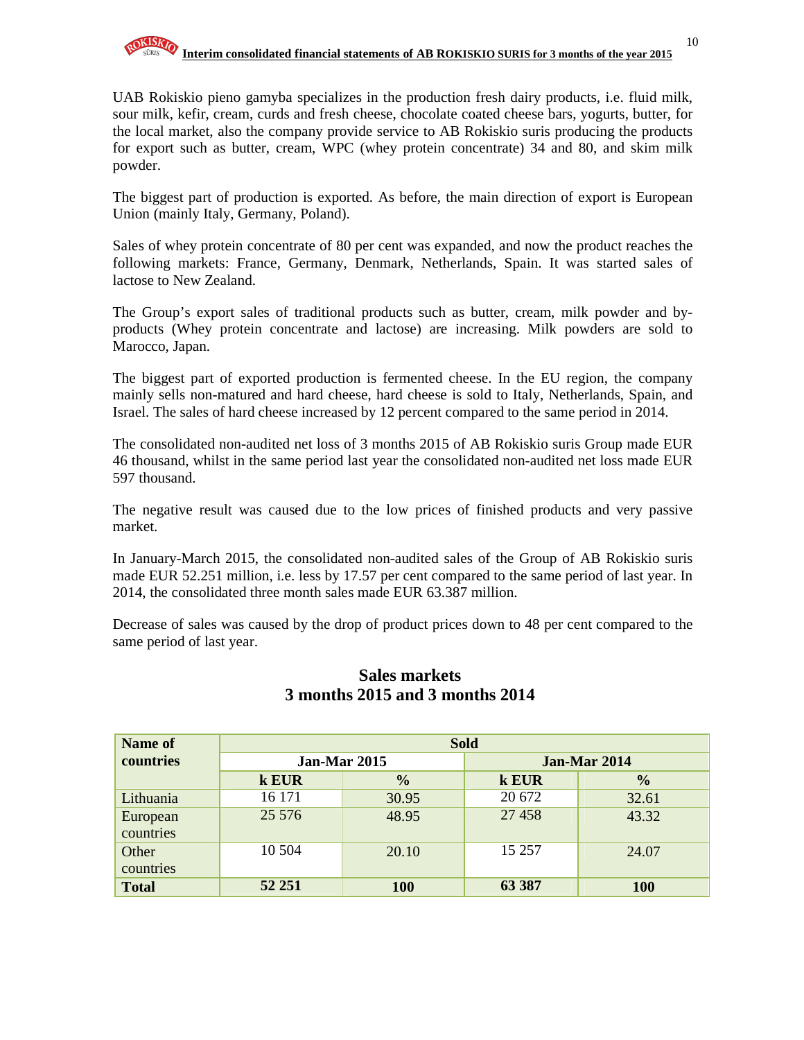UAB Rokiskio pieno gamyba specializes in the production fresh dairy products, i.e. fluid milk, sour milk, kefir, cream, curds and fresh cheese, chocolate coated cheese bars, yogurts, butter, for the local market, also the company provide service to AB Rokiskio suris producing the products for export such as butter, cream, WPC (whey protein concentrate) 34 and 80, and skim milk powder.

The biggest part of production is exported. As before, the main direction of export is European Union (mainly Italy, Germany, Poland).

Sales of whey protein concentrate of 80 per cent was expanded, and now the product reaches the following markets: France, Germany, Denmark, Netherlands, Spain. It was started sales of lactose to New Zealand.

The Group's export sales of traditional products such as butter, cream, milk powder and by-products (Whey protein concentrate and lactose) are increasing. Milk powders are sold to Marocco, Japan.

The biggest part of exported production is fermented cheese. In the EU region, the company mainly sells non-matured and hard cheese, hard cheese is sold to Italy, Netherlands, Spain, and Israel. The sales of hard cheese increased by 12 percent compared to the same period in 2014.

The consolidated non-audited net loss of 3 months 2015 of AB Rokiskio suris Group made EUR 46 thousand, whilst in the same period last year the consolidated non-audited net loss made EUR 597 thousand.

The negative result was caused due to the low prices of finished products and very passive market.

In January-March 2015, the consolidated non-audited sales of the Group of AB Rokiskio suris made EUR 52.251 million, i.e. less by 17.57 per cent compared to the same period of last year. In 2014, the consolidated three month sales made EUR 63.387 million.

Decrease of sales was caused by the drop of product prices down to 48 per cent compared to the same period of last year.

## Sales markets
## 3 months 2015 and 3 months 2014

| Name of countries | Sold | | | |
|---|---|---|---|---|
| | Jan-Mar 2015 | | Jan-Mar 2014 | |
| | k EUR | % | k EUR | % |
| Lithuania | 16 171 | 30.95 | 20 672 | 32.61 |
| European countries | 25 576 | 48.95 | 27 458 | 43.32 |
| Other countries | 10 504 | 20.10 | 15 257 | 24.07 |
| **Total** | **52 251** | **100** | **63 387** | **100** |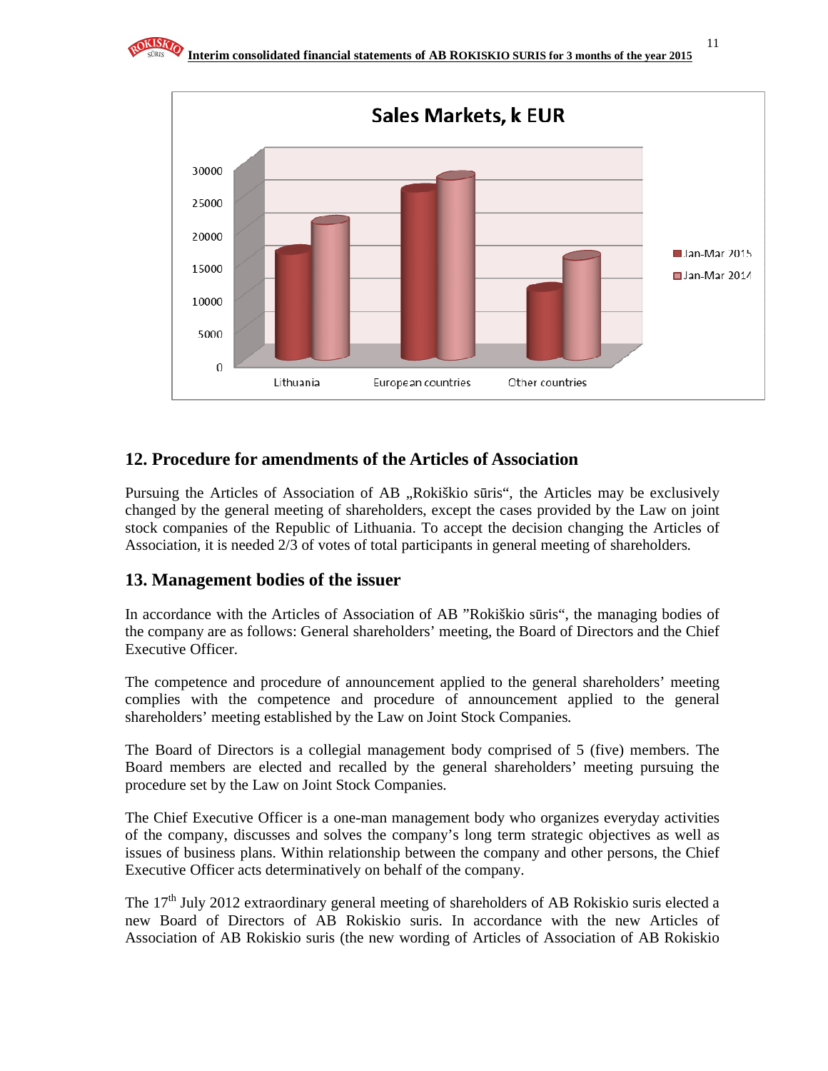**Sales Markets, k EUR**

## 12. Procedure for amendments of the Articles of Association

Pursuing the Articles of Association of AB „Rokiškio sūris“, the Articles may be exclusively changed by the general meeting of shareholders, except the cases provided by the Law on joint stock companies of the Republic of Lithuania. To accept the decision changing the Articles of Association, it is needed 2/3 of votes of total participants in general meeting of shareholders.

## 13. Management bodies of the issuer

In accordance with the Articles of Association of AB ”Rokiškio sūris“, the managing bodies of the company are as follows: General shareholders' meeting, the Board of Directors and the Chief Executive Officer.

The competence and procedure of announcement applied to the general shareholders' meeting complies with the competence and procedure of announcement applied to the general shareholders' meeting established by the Law on Joint Stock Companies.

The Board of Directors is a collegial management body comprised of 5 (five) members. The Board members are elected and recalled by the general shareholders' meeting pursuing the procedure set by the Law on Joint Stock Companies.

The Chief Executive Officer is a one-man management body who organizes everyday activities of the company, discusses and solves the company's long term strategic objectives as well as issues of business plans. Within relationship between the company and other persons, the Chief Executive Officer acts determinatively on behalf of the company.

The 17th July 2012 extraordinary general meeting of shareholders of AB Rokiskio suris elected a new Board of Directors of AB Rokiskio suris. In accordance with the new Articles of Association of AB Rokiskio suris (the new wording of Articles of Association of AB Rokiskio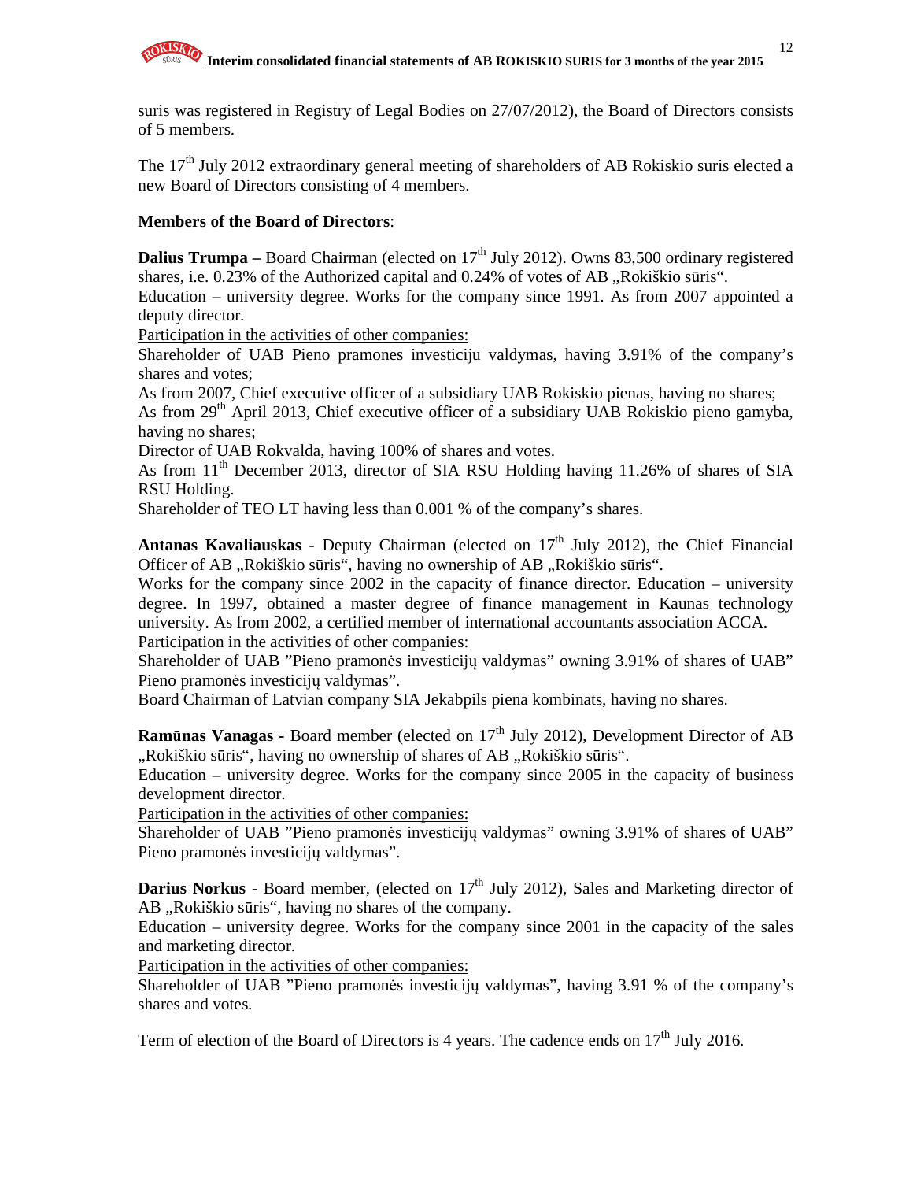suris was registered in Registry of Legal Bodies on 27/07/2012), the Board of Directors consists of 5 members.

The 17th July 2012 extraordinary general meeting of shareholders of AB Rokiskio suris elected a new Board of Directors consisting of 4 members.

**Members of the Board of Directors**:

**Dalius Trumpa –** Board Chairman (elected on 17th July 2012). Owns 83,500 ordinary registered shares, i.e. 0.23% of the Authorized capital and 0.24% of votes of AB „Rokiškio sūris".
Education – university degree. Works for the company since 1991. As from 2007 appointed a deputy director.
Participation in the activities of other companies:
Shareholder of UAB Pieno pramones investiciju valdymas, having 3.91% of the company's shares and votes;
As from 2007, Chief executive officer of a subsidiary UAB Rokiskio pienas, having no shares;
As from 29th April 2013, Chief executive officer of a subsidiary UAB Rokiskio pieno gamyba, having no shares;
Director of UAB Rokvalda, having 100% of shares and votes.
As from 11th December 2013, director of SIA RSU Holding having 11.26% of shares of SIA RSU Holding.
Shareholder of TEO LT having less than 0.001 % of the company's shares.

**Antanas Kavaliauskas** - Deputy Chairman (elected on 17th July 2012), the Chief Financial Officer of AB „Rokiškio sūris", having no ownership of AB „Rokiškio sūris".
Works for the company since 2002 in the capacity of finance director. Education – university degree. In 1997, obtained a master degree of finance management in Kaunas technology university. As from 2002, a certified member of international accountants association ACCA.
Participation in the activities of other companies:
Shareholder of UAB "Pieno pramonės investicijų valdymas" owning 3.91% of shares of UAB" Pieno pramonės investicijų valdymas".
Board Chairman of Latvian company SIA Jekabpils piena kombinats, having no shares.

**Ramūnas Vanagas -** Board member (elected on 17th July 2012), Development Director of AB „Rokiškio sūris", having no ownership of shares of AB „Rokiškio sūris".
Education – university degree. Works for the company since 2005 in the capacity of business development director.
Participation in the activities of other companies:
Shareholder of UAB "Pieno pramonės investicijų valdymas" owning 3.91% of shares of UAB" Pieno pramonės investicijų valdymas".

**Darius Norkus** - Board member, (elected on 17th July 2012), Sales and Marketing director of AB „Rokiškio sūris", having no shares of the company.
Education – university degree. Works for the company since 2001 in the capacity of the sales and marketing director.
Participation in the activities of other companies:
Shareholder of UAB "Pieno pramonės investicijų valdymas", having 3.91 % of the company's shares and votes.

Term of election of the Board of Directors is 4 years. The cadence ends on 17th July 2016.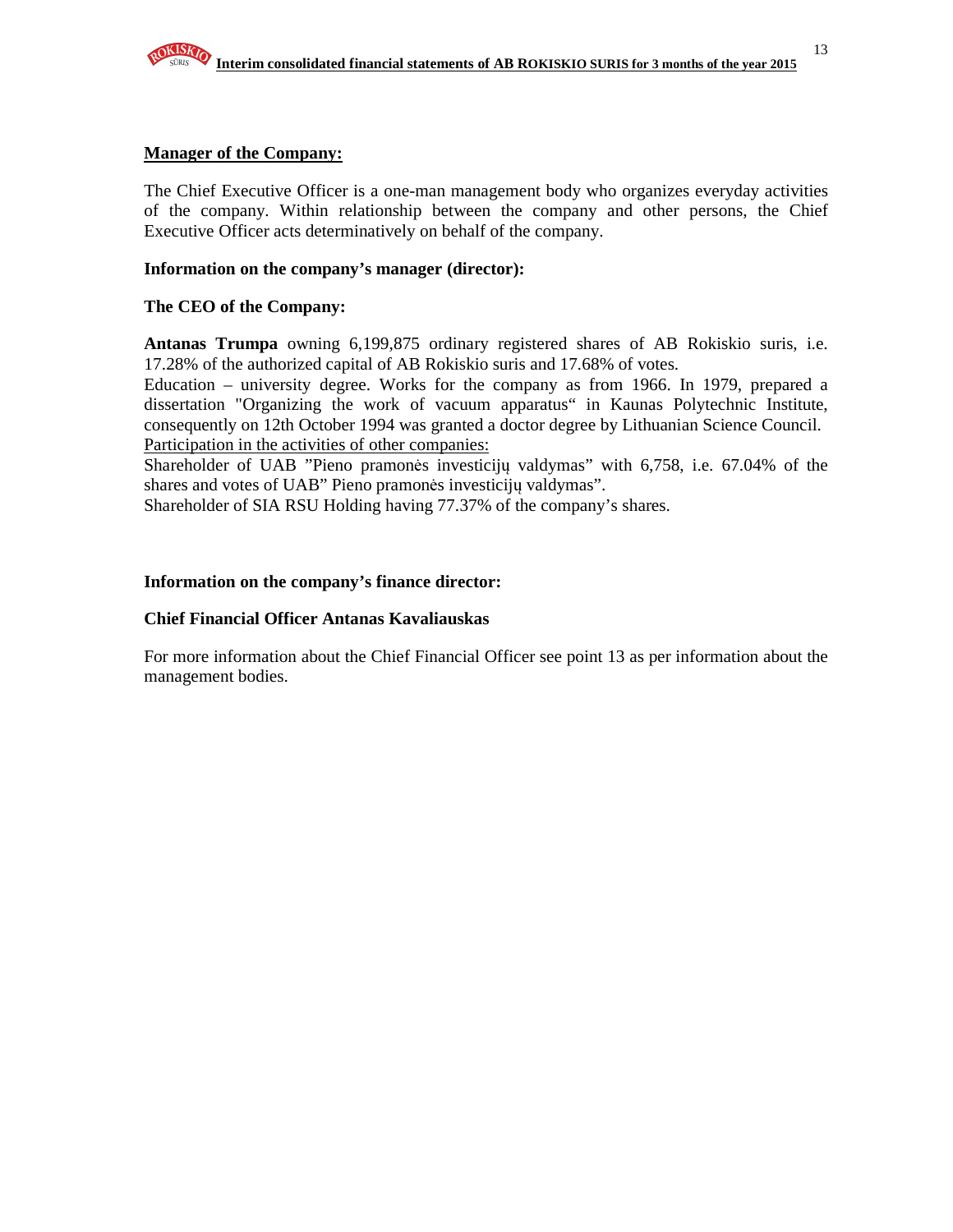**Manager of the Company:**

The Chief Executive Officer is a one-man management body who organizes everyday activities of the company. Within relationship between the company and other persons, the Chief Executive Officer acts determinatively on behalf of the company.

**Information on the company's manager (director):**

**The CEO of the Company:**

**Antanas Trumpa** owning 6,199,875 ordinary registered shares of AB Rokiskio suris, i.e. 17.28% of the authorized capital of AB Rokiskio suris and 17.68% of votes.
Education – university degree. Works for the company as from 1966. In 1979, prepared a dissertation "Organizing the work of vacuum apparatus" in Kaunas Polytechnic Institute, consequently on 12th October 1994 was granted a doctor degree by Lithuanian Science Council.
Participation in the activities of other companies:
Shareholder of UAB "Pieno pramonės investicijų valdymas" with 6,758, i.e. 67.04% of the shares and votes of UAB" Pieno pramonės investicijų valdymas".
Shareholder of SIA RSU Holding having 77.37% of the company's shares.

**Information on the company's finance director:**

**Chief Financial Officer Antanas Kavaliauskas**

For more information about the Chief Financial Officer see point 13 as per information about the management bodies.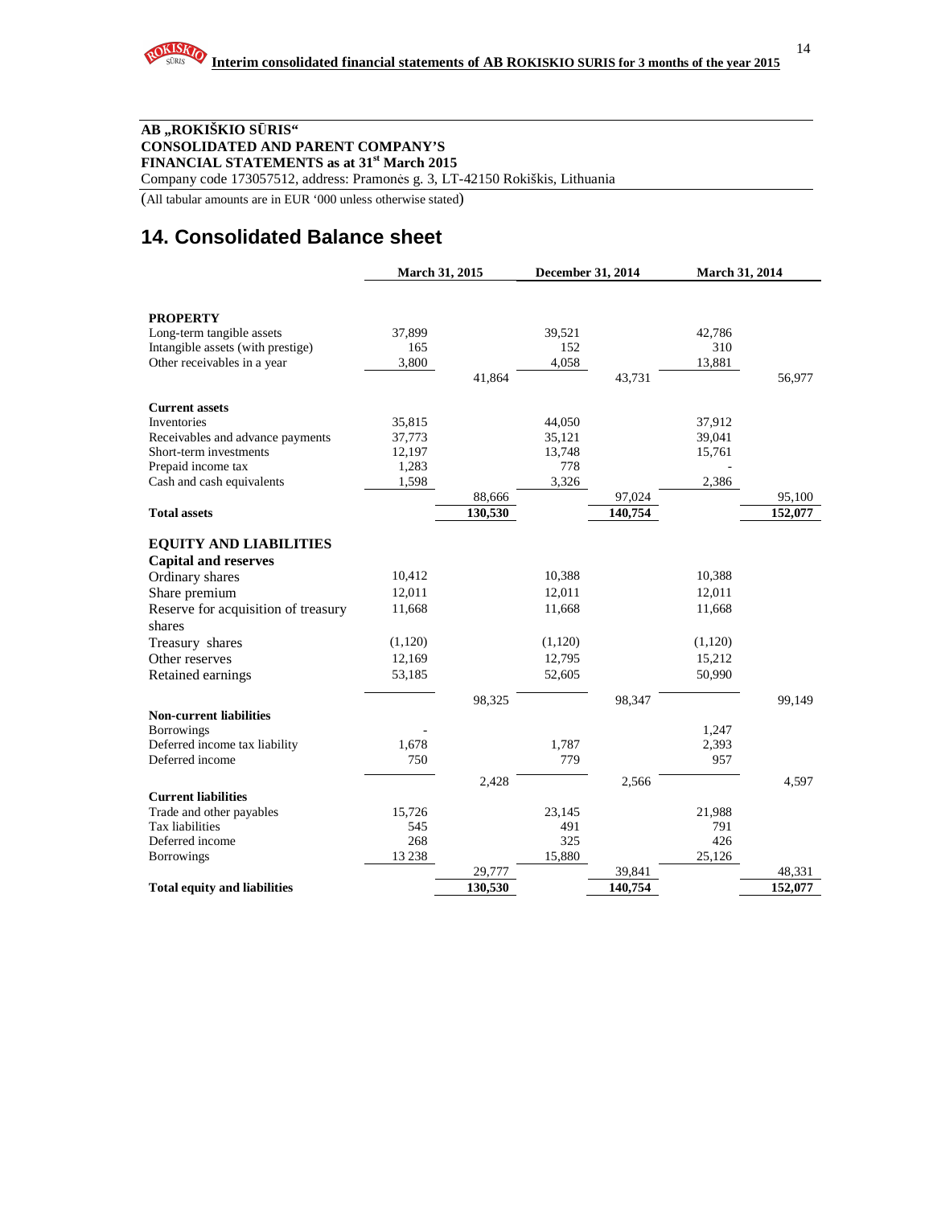**AB „ROKIŠKIO SŪRIS“**
**CONSOLIDATED AND PARENT COMPANY'S**
**FINANCIAL STATEMENTS as at 31st March 2015**
Company code 173057512, address: Pramonės g. 3, LT-42150 Rokiškis, Lithuania

(All tabular amounts are in EUR '000 unless otherwise stated)

# 14. Consolidated Balance sheet

| | March 31, 2015 | | December 31, 2014 | | March 31, 2014 | |
|---|---|---|---|---|---|---|
| **PROPERTY** | | | | | | |
| Long-term tangible assets | 37,899 | | 39,521 | | 42,786 | |
| Intangible assets (with prestige) | 165 | | 152 | | 310 | |
| Other receivables in a year | 3,800 | | 4,058 | | 13,881 | |
| | | 41,864 | | 43,731 | | 56,977 |
| **Current assets** | | | | | | |
| Inventories | 35,815 | | 44,050 | | 37,912 | |
| Receivables and advance payments | 37,773 | | 35,121 | | 39,041 | |
| Short-term investments | 12,197 | | 13,748 | | 15,761 | |
| Prepaid income tax | 1,283 | | 778 | | - | |
| Cash and cash equivalents | 1,598 | | 3,326 | | 2,386 | |
| | | 88,666 | | 97,024 | | 95,100 |
| **Total assets** | | 130,530 | | 140,754 | | 152,077 |
| **EQUITY AND LIABILITIES** | | | | | | |
| **Capital and reserves** | | | | | | |
| Ordinary shares | 10,412 | | 10,388 | | 10,388 | |
| Share premium | 12,011 | | 12,011 | | 12,011 | |
| Reserve for acquisition of treasury shares | 11,668 | | 11,668 | | 11,668 | |
| Treasury shares | (1,120) | | (1,120) | | (1,120) | |
| Other reserves | 12,169 | | 12,795 | | 15,212 | |
| Retained earnings | 53,185 | | 52,605 | | 50,990 | |
| | | 98,325 | | 98,347 | | 99,149 |
| **Non-current liabilities** | | | | | | |
| Borrowings | - | | | | 1,247 | |
| Deferred income tax liability | 1,678 | | 1,787 | | 2,393 | |
| Deferred income | 750 | | 779 | | 957 | |
| | | 2,428 | | 2,566 | | 4,597 |
| **Current liabilities** | | | | | | |
| Trade and other payables | 15,726 | | 23,145 | | 21,988 | |
| Tax liabilities | 545 | | 491 | | 791 | |
| Deferred income | 268 | | 325 | | 426 | |
| Borrowings | 13 238 | | 15,880 | | 25,126 | |
| | | 29,777 | | 39,841 | | 48,331 |
| **Total equity and liabilities** | | 130,530 | | 140,754 | | 152,077 |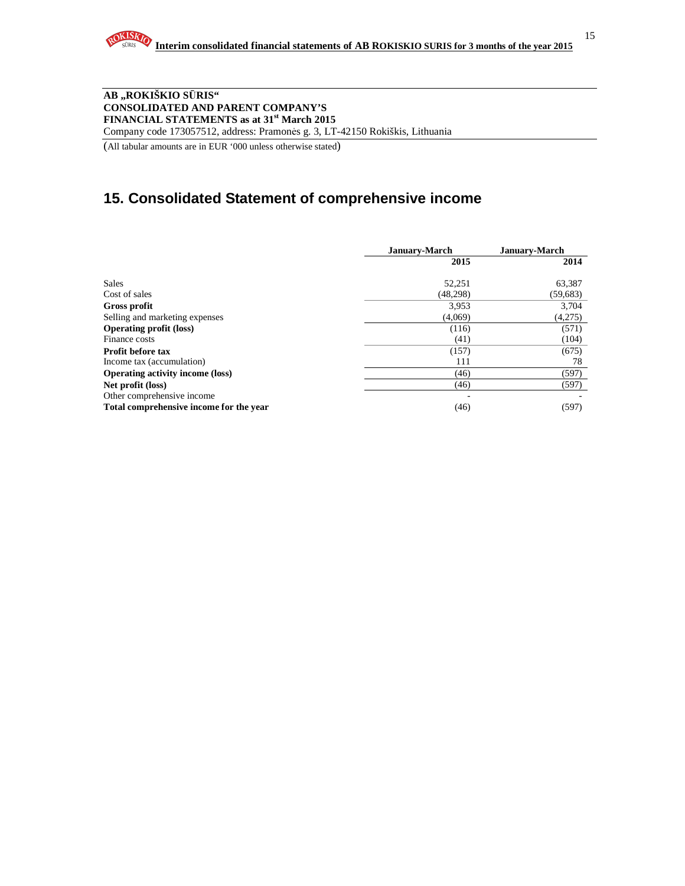**AB „ROKIŠKIO SŪRIS"**
**CONSOLIDATED AND PARENT COMPANY'S**
**FINANCIAL STATEMENTS as at 31st March 2015**
Company code 173057512, address: Pramonės g. 3, LT-42150 Rokiškis, Lithuania

(All tabular amounts are in EUR '000 unless otherwise stated)

# 15. Consolidated Statement of comprehensive income

| | January-March 2015 | January-March 2014 |
|---|---|---|
| Sales | 52,251 | 63,387 |
| Cost of sales | (48,298) | (59,683) |
| **Gross profit** | 3,953 | 3,704 |
| Selling and marketing expenses | (4,069) | (4,275) |
| **Operating profit (loss)** | (116) | (571) |
| Finance costs | (41) | (104) |
| **Profit before tax** | (157) | (675) |
| Income tax (accumulation) | 111 | 78 |
| **Operating activity income (loss)** | (46) | (597) |
| **Net profit (loss)** | (46) | (597) |
| Other comprehensive income | - | - |
| **Total comprehensive income for the year** | (46) | (597) |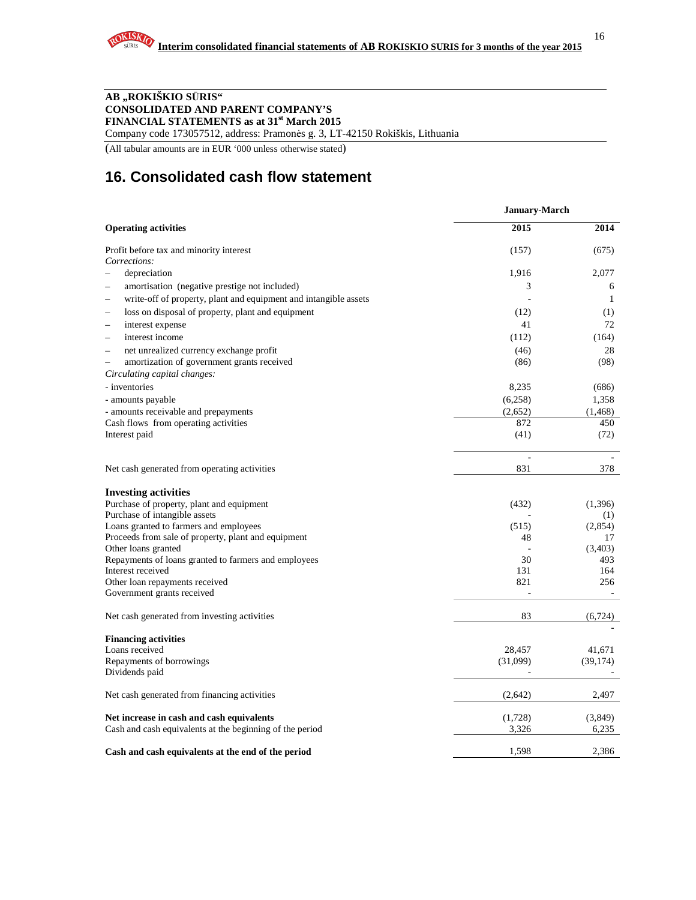**AB „ROKIŠKIO SŪRIS“**
**CONSOLIDATED AND PARENT COMPANY'S**
**FINANCIAL STATEMENTS as at 31st March 2015**
Company code 173057512, address: Pramonės g. 3, LT-42150 Rokiškis, Lithuania

(All tabular amounts are in EUR '000 unless otherwise stated)

## 16. Consolidated cash flow statement

| | January-March | |
|---|---|---|
| **Operating activities** | **2015** | **2014** |
| Profit before tax and minority interest | (157) | (675) |
| *Corrections:* | | |
| – depreciation | 1,916 | 2,077 |
| – amortisation (negative prestige not included) | 3 | 6 |
| – write-off of property, plant and equipment and intangible assets | - | 1 |
| – loss on disposal of property, plant and equipment | (12) | (1) |
| – interest expense | 41 | 72 |
| – interest income | (112) | (164) |
| – net unrealized currency exchange profit | (46) | 28 |
| – amortization of government grants received | (86) | (98) |
| *Circulating capital changes:* | | |
| - inventories | 8,235 | (686) |
| - amounts payable | (6,258) | 1,358 |
| - amounts receivable and prepayments | (2,652) | (1,468) |
| Cash flows from operating activities | 872 | 450 |
| Interest paid | (41) | (72) |
| | - | - |
| Net cash generated from operating activities | 831 | 378 |
| **Investing activities** | | |
| Purchase of property, plant and equipment | (432) | (1,396) |
| Purchase of intangible assets | - | (1) |
| Loans granted to farmers and employees | (515) | (2,854) |
| Proceeds from sale of property, plant and equipment | 48 | 17 |
| Other loans granted | - | (3,403) |
| Repayments of loans granted to farmers and employees | 30 | 493 |
| Interest received | 131 | 164 |
| Other loan repayments received | 821 | 256 |
| Government grants received | - | - |
| Net cash generated from investing activities | 83 | (6,724) |
| | | - |
| **Financing activities** | | |
| Loans received | 28,457 | 41,671 |
| Repayments of borrowings | (31,099) | (39,174) |
| Dividends paid | - | - |
| Net cash generated from financing activities | (2,642) | 2,497 |
| **Net increase in cash and cash equivalents** | (1,728) | (3,849) |
| Cash and cash equivalents at the beginning of the period | 3,326 | 6,235 |
| **Cash and cash equivalents at the end of the period** | 1,598 | 2,386 |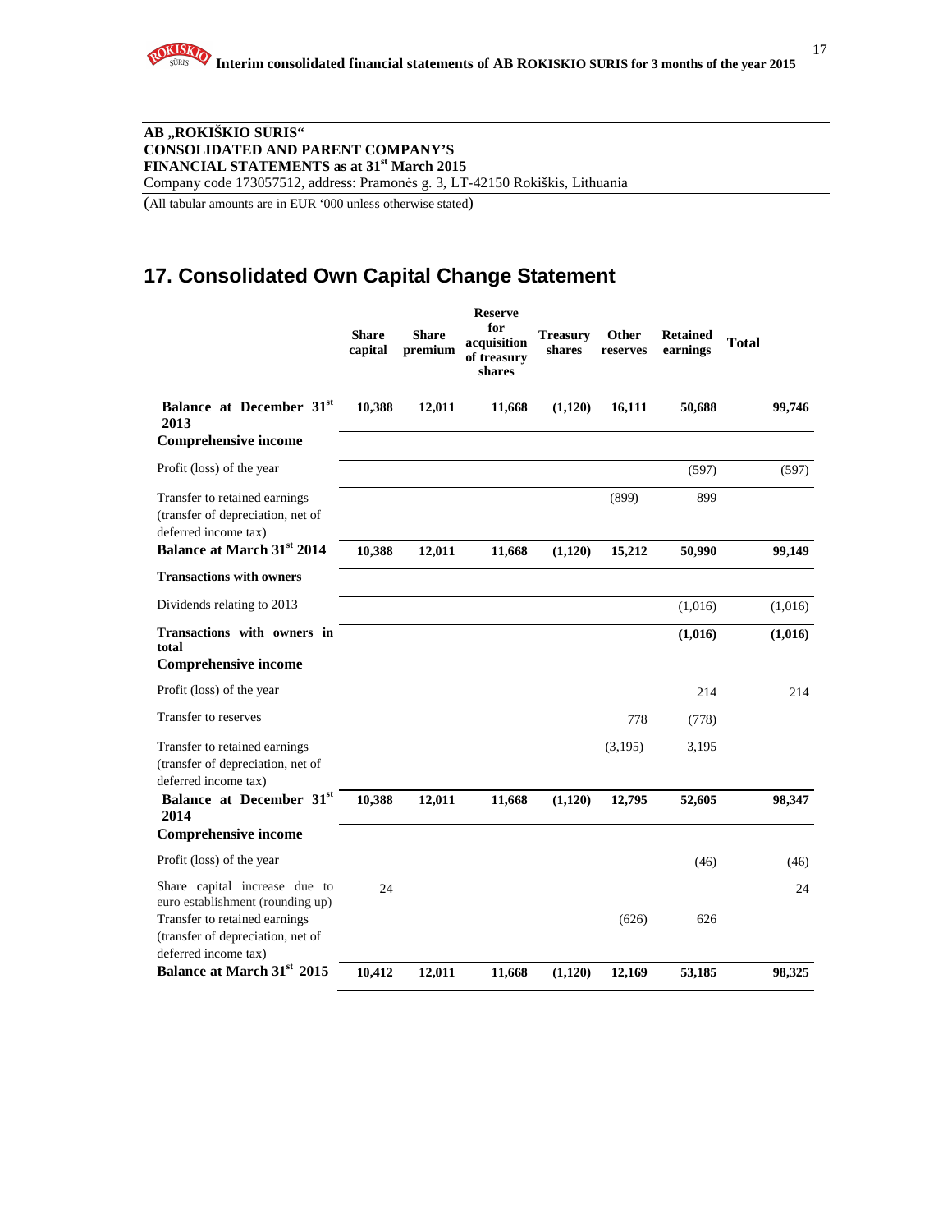**AB „ROKIŠKIO SŪRIS“**
**CONSOLIDATED AND PARENT COMPANY'S**
**FINANCIAL STATEMENTS as at 31st March 2015**
Company code 173057512, address: Pramonės g. 3, LT-42150 Rokiškis, Lithuania

(All tabular amounts are in EUR '000 unless otherwise stated)

## 17. Consolidated Own Capital Change Statement

| | Share capital | Share premium | Reserve for acquisition of treasury shares | Treasury shares | Other reserves | Retained earnings | Total |
|---|---|---|---|---|---|---|---|
| **Balance at December 31st 2013** | **10,388** | **12,011** | **11,668** | **(1,120)** | **16,111** | **50,688** | **99,746** |
| **Comprehensive income** | | | | | | | |
| Profit (loss) of the year | | | | | | (597) | (597) |
| Transfer to retained earnings (transfer of depreciation, net of deferred income tax) | | | | | (899) | 899 | |
| **Balance at March 31st 2014** | **10,388** | **12,011** | **11,668** | **(1,120)** | **15,212** | **50,990** | **99,149** |
| **Transactions with owners** | | | | | | | |
| Dividends relating to 2013 | | | | | | (1,016) | (1,016) |
| **Transactions with owners in total** | | | | | | **(1,016)** | **(1,016)** |
| **Comprehensive income** | | | | | | | |
| Profit (loss) of the year | | | | | | 214 | 214 |
| Transfer to reserves | | | | | 778 | (778) | |
| Transfer to retained earnings (transfer of depreciation, net of deferred income tax) | | | | | (3,195) | 3,195 | |
| **Balance at December 31st 2014** | **10,388** | **12,011** | **11,668** | **(1,120)** | **12,795** | **52,605** | **98,347** |
| **Comprehensive income** | | | | | | | |
| Profit (loss) of the year | | | | | | (46) | (46) |
| Share capital increase due to euro establishment (rounding up) | 24 | | | | | | 24 |
| Transfer to retained earnings (transfer of depreciation, net of deferred income tax) | | | | | (626) | 626 | |
| **Balance at March 31st 2015** | **10,412** | **12,011** | **11,668** | **(1,120)** | **12,169** | **53,185** | **98,325** |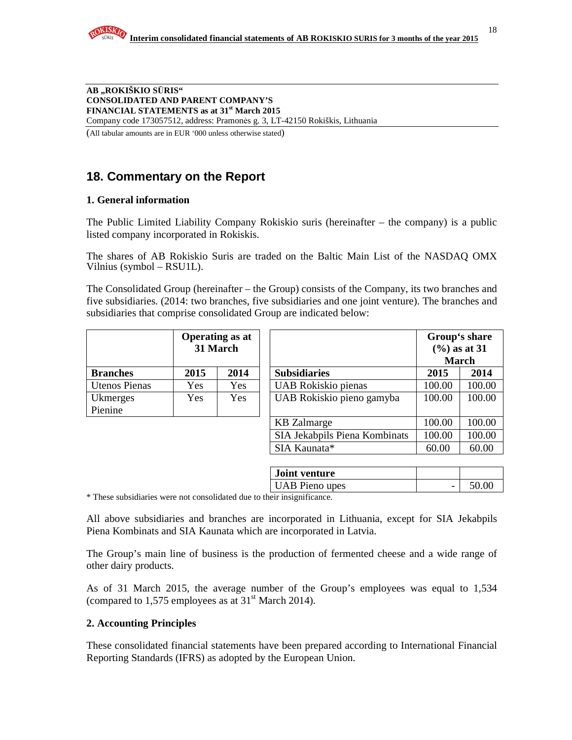**AB „ROKIŠKIO SŪRIS“**
**CONSOLIDATED AND PARENT COMPANY'S**
**FINANCIAL STATEMENTS as at 31st March 2015**
Company code 173057512, address: Pramonės g. 3, LT-42150 Rokiškis, Lithuania

(All tabular amounts are in EUR '000 unless otherwise stated)

## 18. Commentary on the Report

### 1. General information

The Public Limited Liability Company Rokiskio suris (hereinafter – the company) is a public listed company incorporated in Rokiskis.

The shares of AB Rokiskio Suris are traded on the Baltic Main List of the NASDAQ OMX Vilnius (symbol – RSU1L).

The Consolidated Group (hereinafter – the Group) consists of the Company, its two branches and five subsidiaries. (2014: two branches, five subsidiaries and one joint venture). The branches and subsidiaries that comprise consolidated Group are indicated below:

| | Operating as at 31 March | |
|---|---|---|
| **Branches** | **2015** | **2014** |
| Utenos Pienas | Yes | Yes |
| Ukmerges Pienine | Yes | Yes |

| | Group's share (%) as at 31 March | |
|---|---|---|
| **Subsidiaries** | **2015** | **2014** |
| UAB Rokiskio pienas | 100.00 | 100.00 |
| UAB Rokiskio pieno gamyba | 100.00 | 100.00 |
| KB Zalmarge | 100.00 | 100.00 |
| SIA Jekabpils Piena Kombinats | 100.00 | 100.00 |
| SIA Kaunata* | 60.00 | 60.00 |
| **Joint venture** | | |
| UAB Pieno upes | - | 50.00 |

\* These subsidiaries were not consolidated due to their insignificance.

All above subsidiaries and branches are incorporated in Lithuania, except for SIA Jekabpils Piena Kombinats and SIA Kaunata which are incorporated in Latvia.

The Group's main line of business is the production of fermented cheese and a wide range of other dairy products.

As of 31 March 2015, the average number of the Group's employees was equal to 1,534 (compared to 1,575 employees as at 31st March 2014).

### 2. Accounting Principles

These consolidated financial statements have been prepared according to International Financial Reporting Standards (IFRS) as adopted by the European Union.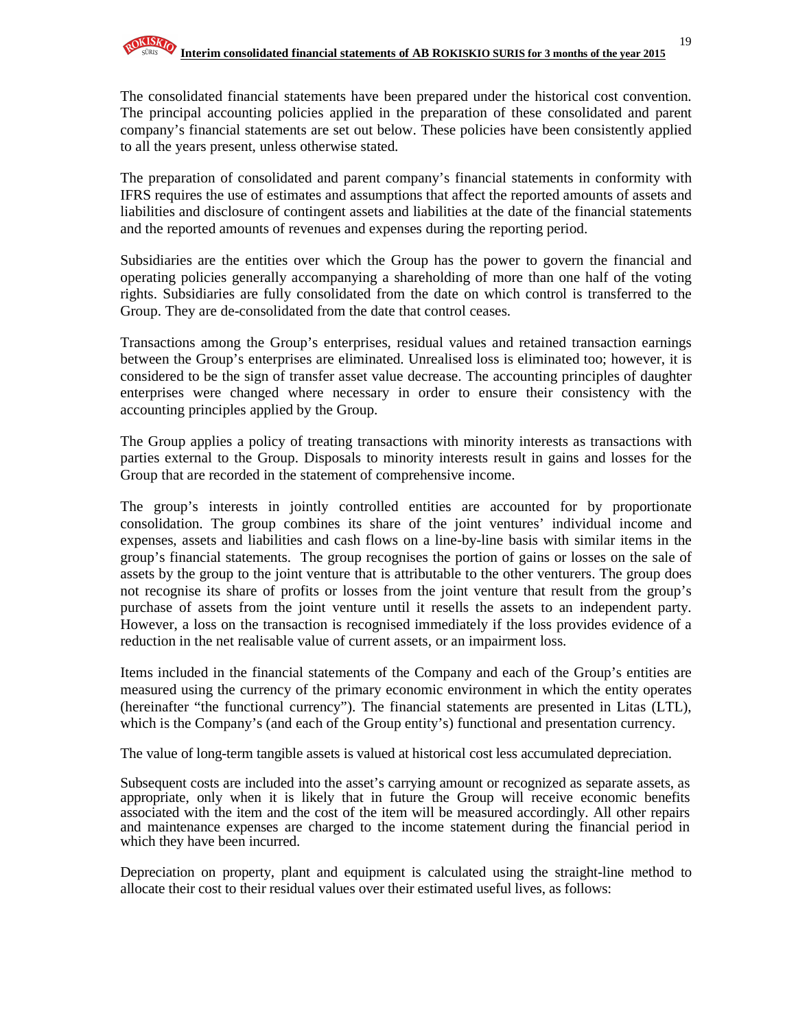The consolidated financial statements have been prepared under the historical cost convention. The principal accounting policies applied in the preparation of these consolidated and parent company's financial statements are set out below. These policies have been consistently applied to all the years present, unless otherwise stated.

The preparation of consolidated and parent company's financial statements in conformity with IFRS requires the use of estimates and assumptions that affect the reported amounts of assets and liabilities and disclosure of contingent assets and liabilities at the date of the financial statements and the reported amounts of revenues and expenses during the reporting period.

Subsidiaries are the entities over which the Group has the power to govern the financial and operating policies generally accompanying a shareholding of more than one half of the voting rights. Subsidiaries are fully consolidated from the date on which control is transferred to the Group. They are de-consolidated from the date that control ceases.

Transactions among the Group's enterprises, residual values and retained transaction earnings between the Group's enterprises are eliminated. Unrealised loss is eliminated too; however, it is considered to be the sign of transfer asset value decrease. The accounting principles of daughter enterprises were changed where necessary in order to ensure their consistency with the accounting principles applied by the Group.

The Group applies a policy of treating transactions with minority interests as transactions with parties external to the Group. Disposals to minority interests result in gains and losses for the Group that are recorded in the statement of comprehensive income.

The group's interests in jointly controlled entities are accounted for by proportionate consolidation. The group combines its share of the joint ventures' individual income and expenses, assets and liabilities and cash flows on a line-by-line basis with similar items in the group's financial statements. The group recognises the portion of gains or losses on the sale of assets by the group to the joint venture that is attributable to the other venturers. The group does not recognise its share of profits or losses from the joint venture that result from the group's purchase of assets from the joint venture until it resells the assets to an independent party. However, a loss on the transaction is recognised immediately if the loss provides evidence of a reduction in the net realisable value of current assets, or an impairment loss.

Items included in the financial statements of the Company and each of the Group's entities are measured using the currency of the primary economic environment in which the entity operates (hereinafter "the functional currency"). The financial statements are presented in Litas (LTL), which is the Company's (and each of the Group entity's) functional and presentation currency.

The value of long-term tangible assets is valued at historical cost less accumulated depreciation.

Subsequent costs are included into the asset's carrying amount or recognized as separate assets, as appropriate, only when it is likely that in future the Group will receive economic benefits associated with the item and the cost of the item will be measured accordingly. All other repairs and maintenance expenses are charged to the income statement during the financial period in which they have been incurred.

Depreciation on property, plant and equipment is calculated using the straight-line method to allocate their cost to their residual values over their estimated useful lives, as follows: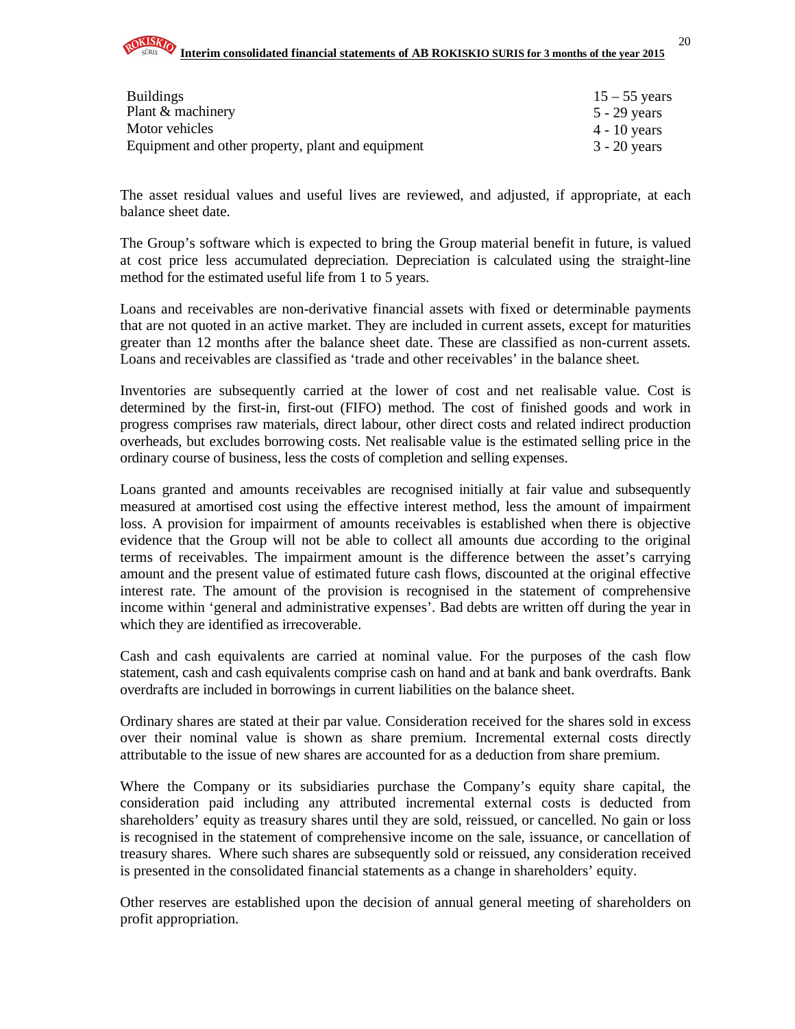| | |
|---|---|
| Buildings | 15 – 55 years |
| Plant & machinery | 5 - 29 years |
| Motor vehicles | 4 - 10 years |
| Equipment and other property, plant and equipment | 3 - 20 years |

The asset residual values and useful lives are reviewed, and adjusted, if appropriate, at each balance sheet date.

The Group's software which is expected to bring the Group material benefit in future, is valued at cost price less accumulated depreciation. Depreciation is calculated using the straight-line method for the estimated useful life from 1 to 5 years.

Loans and receivables are non-derivative financial assets with fixed or determinable payments that are not quoted in an active market. They are included in current assets, except for maturities greater than 12 months after the balance sheet date. These are classified as non-current assets. Loans and receivables are classified as 'trade and other receivables' in the balance sheet.

Inventories are subsequently carried at the lower of cost and net realisable value. Cost is determined by the first-in, first-out (FIFO) method. The cost of finished goods and work in progress comprises raw materials, direct labour, other direct costs and related indirect production overheads, but excludes borrowing costs. Net realisable value is the estimated selling price in the ordinary course of business, less the costs of completion and selling expenses.

Loans granted and amounts receivables are recognised initially at fair value and subsequently measured at amortised cost using the effective interest method, less the amount of impairment loss. A provision for impairment of amounts receivables is established when there is objective evidence that the Group will not be able to collect all amounts due according to the original terms of receivables. The impairment amount is the difference between the asset's carrying amount and the present value of estimated future cash flows, discounted at the original effective interest rate. The amount of the provision is recognised in the statement of comprehensive income within 'general and administrative expenses'. Bad debts are written off during the year in which they are identified as irrecoverable.

Cash and cash equivalents are carried at nominal value. For the purposes of the cash flow statement, cash and cash equivalents comprise cash on hand and at bank and bank overdrafts. Bank overdrafts are included in borrowings in current liabilities on the balance sheet.

Ordinary shares are stated at their par value. Consideration received for the shares sold in excess over their nominal value is shown as share premium. Incremental external costs directly attributable to the issue of new shares are accounted for as a deduction from share premium.

Where the Company or its subsidiaries purchase the Company's equity share capital, the consideration paid including any attributed incremental external costs is deducted from shareholders' equity as treasury shares until they are sold, reissued, or cancelled. No gain or loss is recognised in the statement of comprehensive income on the sale, issuance, or cancellation of treasury shares. Where such shares are subsequently sold or reissued, any consideration received is presented in the consolidated financial statements as a change in shareholders' equity.

Other reserves are established upon the decision of annual general meeting of shareholders on profit appropriation.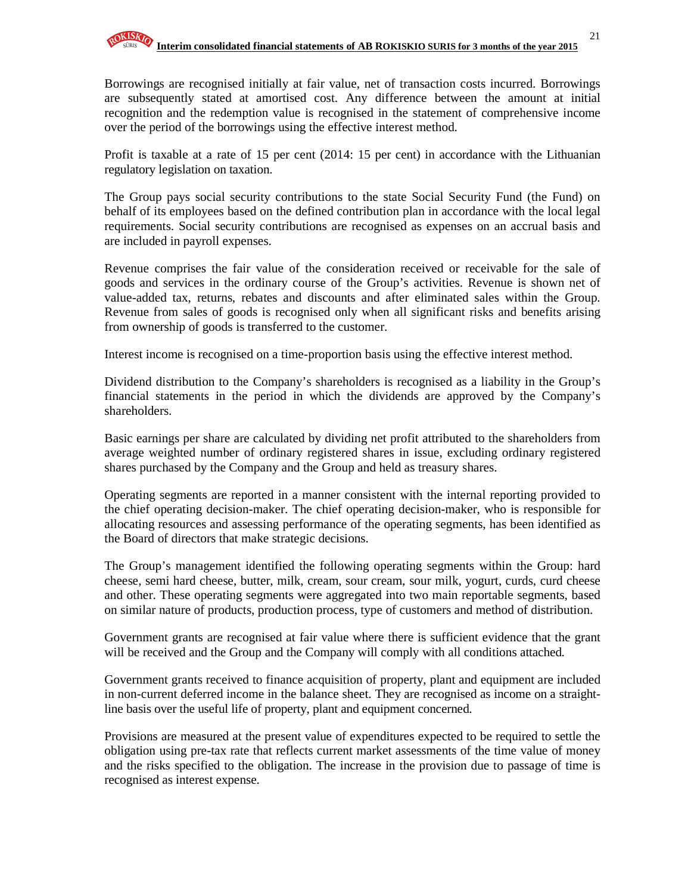Borrowings are recognised initially at fair value, net of transaction costs incurred. Borrowings are subsequently stated at amortised cost. Any difference between the amount at initial recognition and the redemption value is recognised in the statement of comprehensive income over the period of the borrowings using the effective interest method.

Profit is taxable at a rate of 15 per cent (2014: 15 per cent) in accordance with the Lithuanian regulatory legislation on taxation.

The Group pays social security contributions to the state Social Security Fund (the Fund) on behalf of its employees based on the defined contribution plan in accordance with the local legal requirements. Social security contributions are recognised as expenses on an accrual basis and are included in payroll expenses.

Revenue comprises the fair value of the consideration received or receivable for the sale of goods and services in the ordinary course of the Group's activities. Revenue is shown net of value-added tax, returns, rebates and discounts and after eliminated sales within the Group. Revenue from sales of goods is recognised only when all significant risks and benefits arising from ownership of goods is transferred to the customer.

Interest income is recognised on a time-proportion basis using the effective interest method.

Dividend distribution to the Company's shareholders is recognised as a liability in the Group's financial statements in the period in which the dividends are approved by the Company's shareholders.

Basic earnings per share are calculated by dividing net profit attributed to the shareholders from average weighted number of ordinary registered shares in issue, excluding ordinary registered shares purchased by the Company and the Group and held as treasury shares.

Operating segments are reported in a manner consistent with the internal reporting provided to the chief operating decision-maker. The chief operating decision-maker, who is responsible for allocating resources and assessing performance of the operating segments, has been identified as the Board of directors that make strategic decisions.

The Group's management identified the following operating segments within the Group: hard cheese, semi hard cheese, butter, milk, cream, sour cream, sour milk, yogurt, curds, curd cheese and other. These operating segments were aggregated into two main reportable segments, based on similar nature of products, production process, type of customers and method of distribution.

Government grants are recognised at fair value where there is sufficient evidence that the grant will be received and the Group and the Company will comply with all conditions attached.

Government grants received to finance acquisition of property, plant and equipment are included in non-current deferred income in the balance sheet. They are recognised as income on a straight-line basis over the useful life of property, plant and equipment concerned.

Provisions are measured at the present value of expenditures expected to be required to settle the obligation using pre-tax rate that reflects current market assessments of the time value of money and the risks specified to the obligation. The increase in the provision due to passage of time is recognised as interest expense.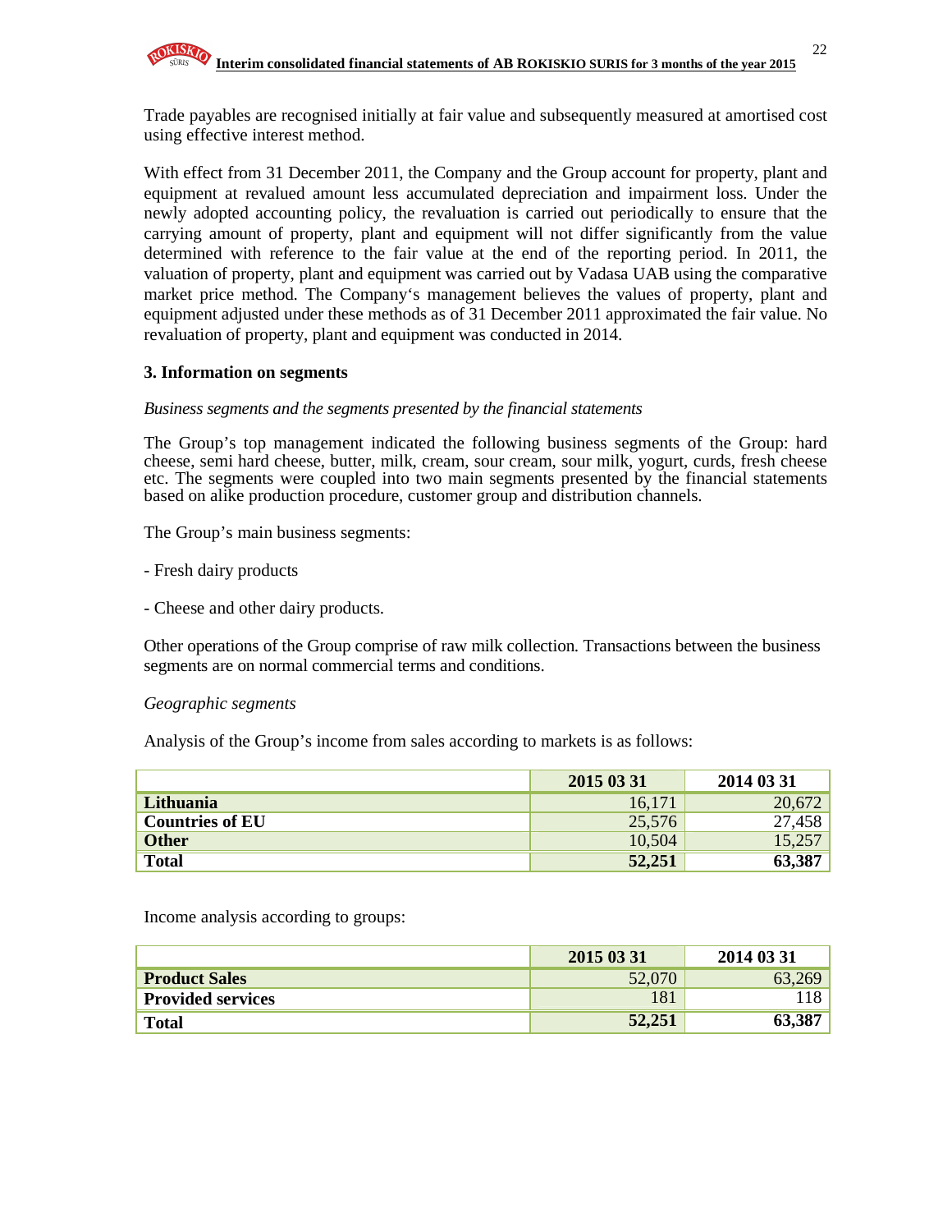Trade payables are recognised initially at fair value and subsequently measured at amortised cost using effective interest method.

With effect from 31 December 2011, the Company and the Group account for property, plant and equipment at revalued amount less accumulated depreciation and impairment loss. Under the newly adopted accounting policy, the revaluation is carried out periodically to ensure that the carrying amount of property, plant and equipment will not differ significantly from the value determined with reference to the fair value at the end of the reporting period. In 2011, the valuation of property, plant and equipment was carried out by Vadasa UAB using the comparative market price method. The Company's management believes the values of property, plant and equipment adjusted under these methods as of 31 December 2011 approximated the fair value. No revaluation of property, plant and equipment was conducted in 2014.

### 3. Information on segments

*Business segments and the segments presented by the financial statements*

The Group's top management indicated the following business segments of the Group: hard cheese, semi hard cheese, butter, milk, cream, sour cream, sour milk, yogurt, curds, fresh cheese etc. The segments were coupled into two main segments presented by the financial statements based on alike production procedure, customer group and distribution channels.

The Group's main business segments:

- Fresh dairy products

- Cheese and other dairy products.

Other operations of the Group comprise of raw milk collection. Transactions between the business segments are on normal commercial terms and conditions.

*Geographic segments*

Analysis of the Group's income from sales according to markets is as follows:

| | 2015 03 31 | 2014 03 31 |
|---|---|---|
| **Lithuania** | 16,171 | 20,672 |
| **Countries of EU** | 25,576 | 27,458 |
| **Other** | 10,504 | 15,257 |
| **Total** | **52,251** | **63,387** |

Income analysis according to groups:

| | 2015 03 31 | 2014 03 31 |
|---|---|---|
| **Product Sales** | 52,070 | 63,269 |
| **Provided services** | 181 | 118 |
| **Total** | **52,251** | **63,387** |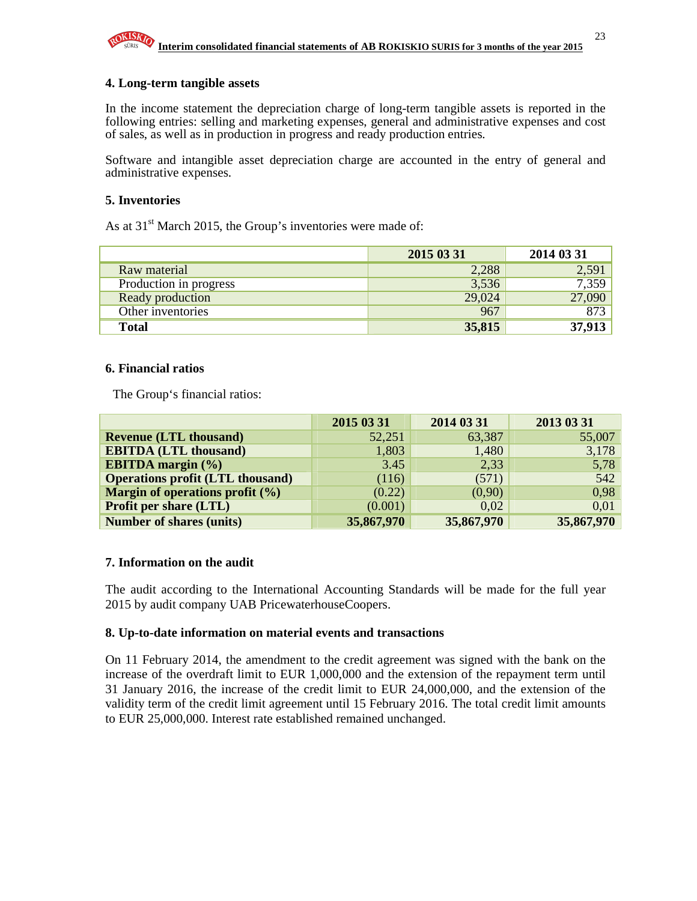## 4. Long-term tangible assets

In the income statement the depreciation charge of long-term tangible assets is reported in the following entries: selling and marketing expenses, general and administrative expenses and cost of sales, as well as in production in progress and ready production entries.

Software and intangible asset depreciation charge are accounted in the entry of general and administrative expenses.

## 5. Inventories

As at 31[st] March 2015, the Group's inventories were made of:

| | 2015 03 31 | 2014 03 31 |
|---|---|---|
| Raw material | 2,288 | 2,591 |
| Production in progress | 3,536 | 7,359 |
| Ready production | 29,024 | 27,090 |
| Other inventories | 967 | 873 |
| **Total** | **35,815** | **37,913** |

## 6. Financial ratios

The Group's financial ratios:

| | 2015 03 31 | 2014 03 31 | 2013 03 31 |
|---|---|---|---|
| **Revenue (LTL thousand)** | 52,251 | 63,387 | 55,007 |
| **EBITDA (LTL thousand)** | 1,803 | 1,480 | 3,178 |
| **EBITDA margin (%)** | 3.45 | 2,33 | 5,78 |
| **Operations profit (LTL thousand)** | (116) | (571) | 542 |
| **Margin of operations profit (%)** | (0.22) | (0,90) | 0,98 |
| **Profit per share (LTL)** | (0.001) | 0,02 | 0,01 |
| **Number of shares (units)** | **35,867,970** | **35,867,970** | **35,867,970** |

## 7. Information on the audit

The audit according to the International Accounting Standards will be made for the full year 2015 by audit company UAB PricewaterhouseCoopers.

## 8. Up-to-date information on material events and transactions

On 11 February 2014, the amendment to the credit agreement was signed with the bank on the increase of the overdraft limit to EUR 1,000,000 and the extension of the repayment term until 31 January 2016, the increase of the credit limit to EUR 24,000,000, and the extension of the validity term of the credit limit agreement until 15 February 2016. The total credit limit amounts to EUR 25,000,000. Interest rate established remained unchanged.